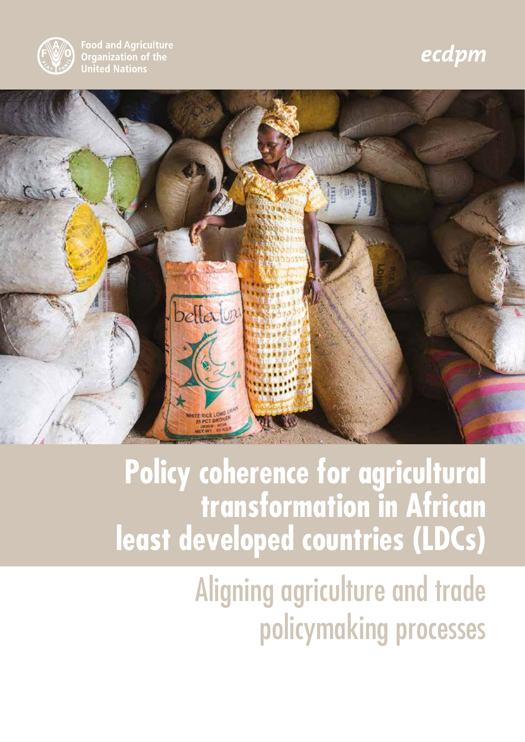Food and Agriculture Organization of the United Nations

ecdpm

# Policy coherence for agricultural transformation in African least developed countries (LDCs)

## Aligning agriculture and trade policymaking processes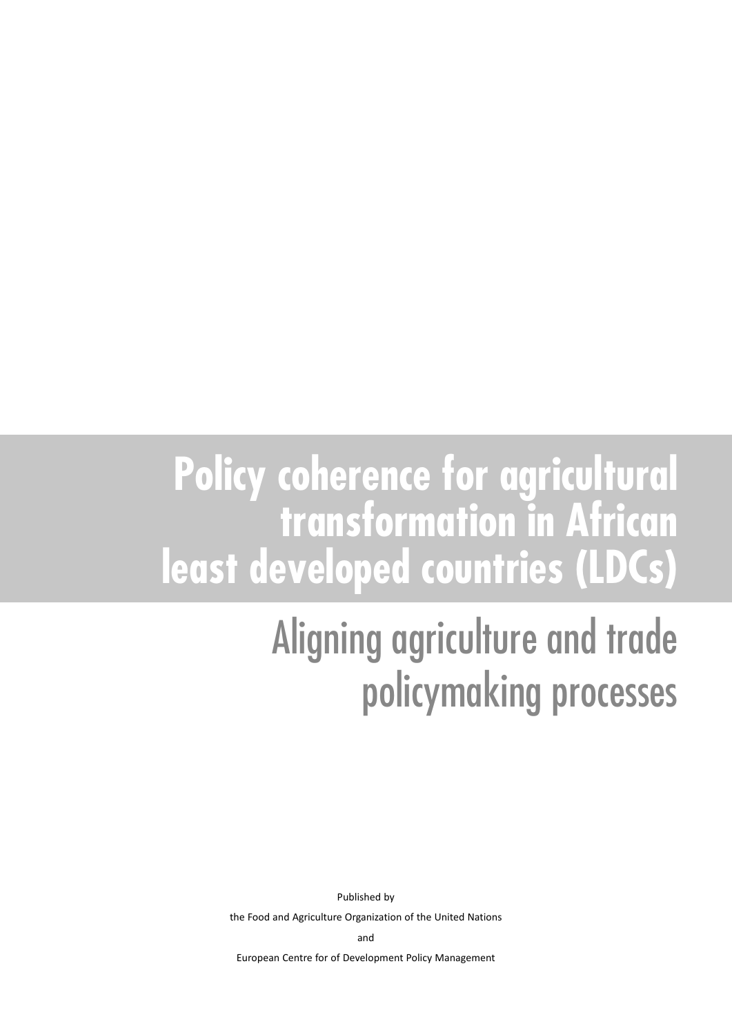# Policy coherence for agricultural transformation in African least developed countries (LDCs)

## Aligning agriculture and trade policymaking processes

Published by

the Food and Agriculture Organization of the United Nations

and

European Centre for of Development Policy Management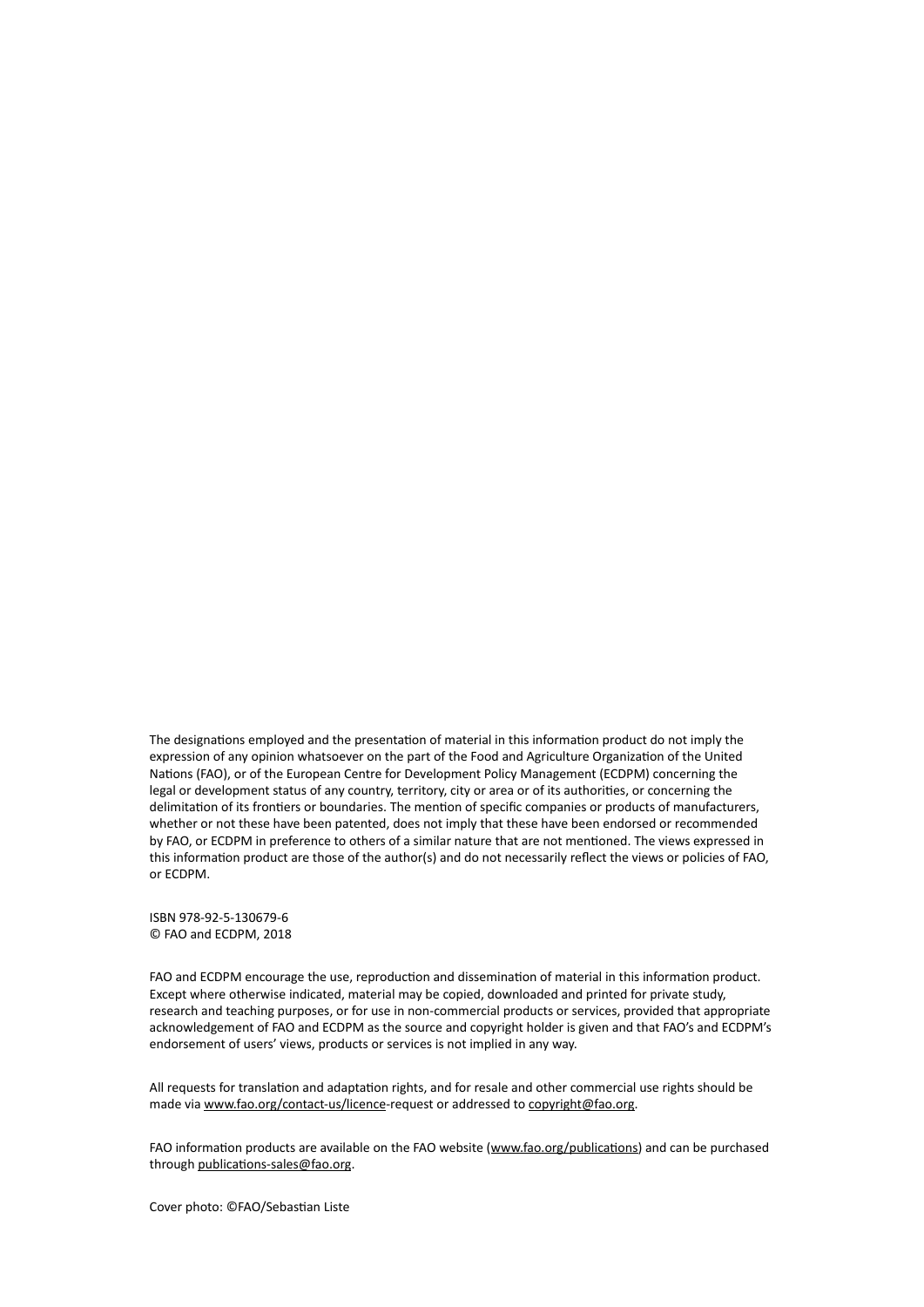The designations employed and the presentation of material in this information product do not imply the expression of any opinion whatsoever on the part of the Food and Agriculture Organization of the United Nations (FAO), or of the European Centre for Development Policy Management (ECDPM) concerning the legal or development status of any country, territory, city or area or of its authorities, or concerning the delimitation of its frontiers or boundaries. The mention of specific companies or products of manufacturers, whether or not these have been patented, does not imply that these have been endorsed or recommended by FAO, or ECDPM in preference to others of a similar nature that are not mentioned. The views expressed in this information product are those of the author(s) and do not necessarily reflect the views or policies of FAO, or ECDPM.

ISBN 978-92-5-130679-6
© FAO and ECDPM, 2018

FAO and ECDPM encourage the use, reproduction and dissemination of material in this information product. Except where otherwise indicated, material may be copied, downloaded and printed for private study, research and teaching purposes, or for use in non-commercial products or services, provided that appropriate acknowledgement of FAO and ECDPM as the source and copyright holder is given and that FAO's and ECDPM's endorsement of users' views, products or services is not implied in any way.

All requests for translation and adaptation rights, and for resale and other commercial use rights should be made via www.fao.org/contact-us/licence-request or addressed to copyright@fao.org.

FAO information products are available on the FAO website (www.fao.org/publications) and can be purchased through publications-sales@fao.org.

Cover photo: ©FAO/Sebastian Liste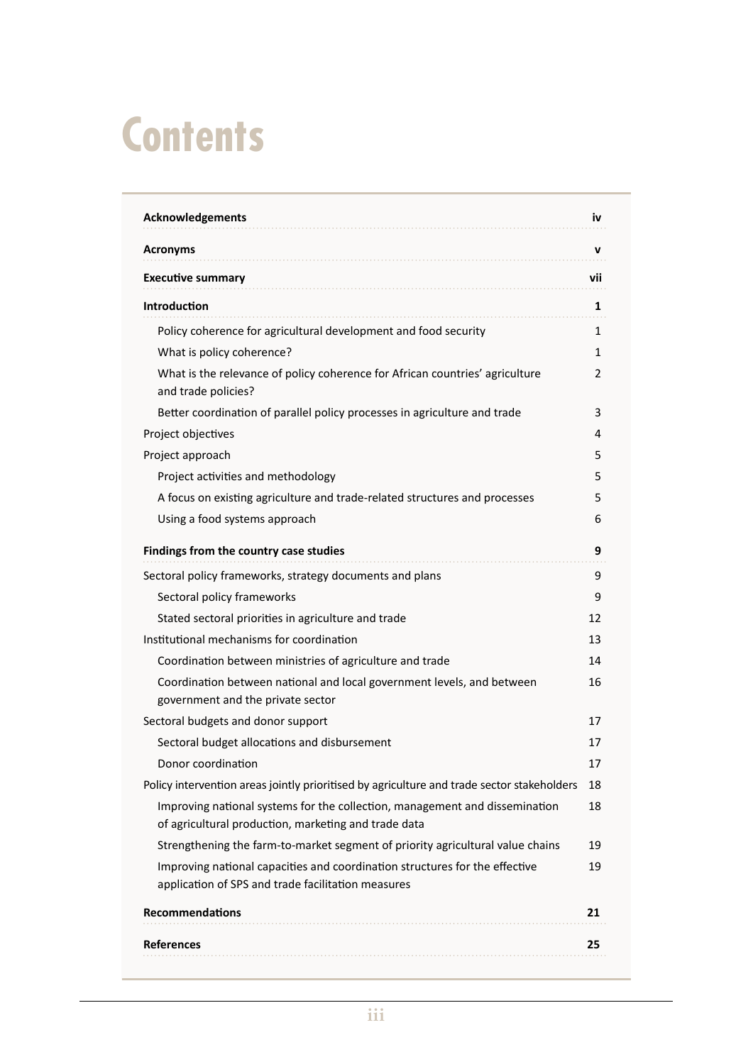# Contents

| | |
|---|---|
| **Acknowledgements** | **iv** |
| **Acronyms** | **v** |
| **Executive summary** | **vii** |
| **Introduction** | **1** |
| Policy coherence for agricultural development and food security | 1 |
| What is policy coherence? | 1 |
| What is the relevance of policy coherence for African countries' agriculture and trade policies? | 2 |
| Better coordination of parallel policy processes in agriculture and trade | 3 |
| Project objectives | 4 |
| Project approach | 5 |
| Project activities and methodology | 5 |
| A focus on existing agriculture and trade-related structures and processes | 5 |
| Using a food systems approach | 6 |
| **Findings from the country case studies** | **9** |
| Sectoral policy frameworks, strategy documents and plans | 9 |
| Sectoral policy frameworks | 9 |
| Stated sectoral priorities in agriculture and trade | 12 |
| Institutional mechanisms for coordination | 13 |
| Coordination between ministries of agriculture and trade | 14 |
| Coordination between national and local government levels, and between government and the private sector | 16 |
| Sectoral budgets and donor support | 17 |
| Sectoral budget allocations and disbursement | 17 |
| Donor coordination | 17 |
| Policy intervention areas jointly prioritised by agriculture and trade sector stakeholders | 18 |
| Improving national systems for the collection, management and dissemination of agricultural production, marketing and trade data | 18 |
| Strengthening the farm-to-market segment of priority agricultural value chains | 19 |
| Improving national capacities and coordination structures for the effective application of SPS and trade facilitation measures | 19 |
| **Recommendations** | **21** |
| **References** | **25** |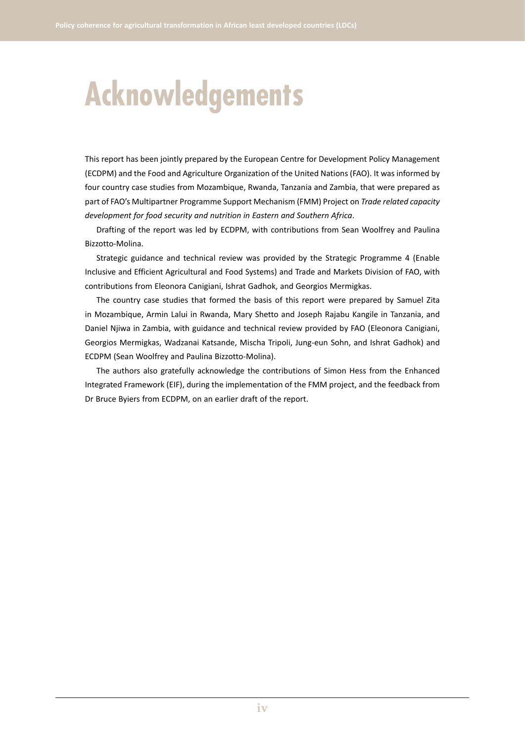# Acknowledgements

This report has been jointly prepared by the European Centre for Development Policy Management (ECDPM) and the Food and Agriculture Organization of the United Nations (FAO). It was informed by four country case studies from Mozambique, Rwanda, Tanzania and Zambia, that were prepared as part of FAO's Multipartner Programme Support Mechanism (FMM) Project on *Trade related capacity development for food security and nutrition in Eastern and Southern Africa*.

Drafting of the report was led by ECDPM, with contributions from Sean Woolfrey and Paulina Bizzotto-Molina.

Strategic guidance and technical review was provided by the Strategic Programme 4 (Enable Inclusive and Efficient Agricultural and Food Systems) and Trade and Markets Division of FAO, with contributions from Eleonora Canigiani, Ishrat Gadhok, and Georgios Mermigkas.

The country case studies that formed the basis of this report were prepared by Samuel Zita in Mozambique, Armin Lalui in Rwanda, Mary Shetto and Joseph Rajabu Kangile in Tanzania, and Daniel Njiwa in Zambia, with guidance and technical review provided by FAO (Eleonora Canigiani, Georgios Mermigkas, Wadzanai Katsande, Mischa Tripoli, Jung-eun Sohn, and Ishrat Gadhok) and ECDPM (Sean Woolfrey and Paulina Bizzotto-Molina).

The authors also gratefully acknowledge the contributions of Simon Hess from the Enhanced Integrated Framework (EIF), during the implementation of the FMM project, and the feedback from Dr Bruce Byiers from ECDPM, on an earlier draft of the report.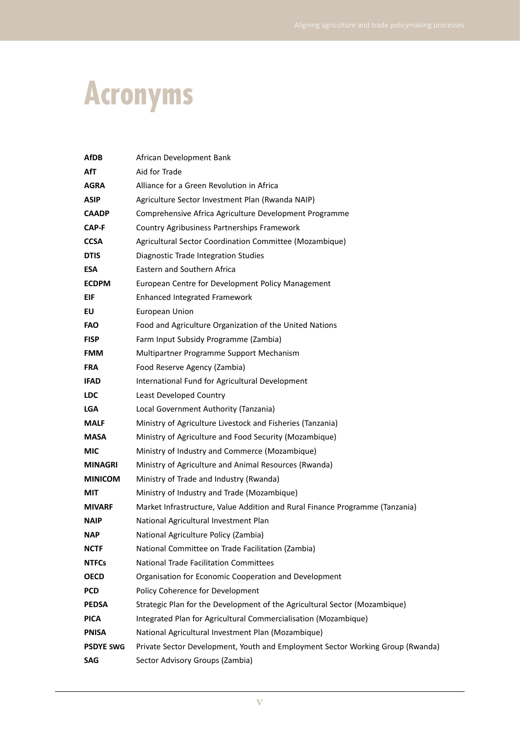# Acronyms

| | |
|---|---|
| **AfDB** | African Development Bank |
| **AfT** | Aid for Trade |
| **AGRA** | Alliance for a Green Revolution in Africa |
| **ASIP** | Agriculture Sector Investment Plan (Rwanda NAIP) |
| **CAADP** | Comprehensive Africa Agriculture Development Programme |
| **CAP-F** | Country Agribusiness Partnerships Framework |
| **CCSA** | Agricultural Sector Coordination Committee (Mozambique) |
| **DTIS** | Diagnostic Trade Integration Studies |
| **ESA** | Eastern and Southern Africa |
| **ECDPM** | European Centre for Development Policy Management |
| **EIF** | Enhanced Integrated Framework |
| **EU** | European Union |
| **FAO** | Food and Agriculture Organization of the United Nations |
| **FISP** | Farm Input Subsidy Programme (Zambia) |
| **FMM** | Multipartner Programme Support Mechanism |
| **FRA** | Food Reserve Agency (Zambia) |
| **IFAD** | International Fund for Agricultural Development |
| **LDC** | Least Developed Country |
| **LGA** | Local Government Authority (Tanzania) |
| **MALF** | Ministry of Agriculture Livestock and Fisheries (Tanzania) |
| **MASA** | Ministry of Agriculture and Food Security (Mozambique) |
| **MIC** | Ministry of Industry and Commerce (Mozambique) |
| **MINAGRI** | Ministry of Agriculture and Animal Resources (Rwanda) |
| **MINICOM** | Ministry of Trade and Industry (Rwanda) |
| **MIT** | Ministry of Industry and Trade (Mozambique) |
| **MIVARF** | Market Infrastructure, Value Addition and Rural Finance Programme (Tanzania) |
| **NAIP** | National Agricultural Investment Plan |
| **NAP** | National Agriculture Policy (Zambia) |
| **NCTF** | National Committee on Trade Facilitation (Zambia) |
| **NTFCs** | National Trade Facilitation Committees |
| **OECD** | Organisation for Economic Cooperation and Development |
| **PCD** | Policy Coherence for Development |
| **PEDSA** | Strategic Plan for the Development of the Agricultural Sector (Mozambique) |
| **PICA** | Integrated Plan for Agricultural Commercialisation (Mozambique) |
| **PNISA** | National Agricultural Investment Plan (Mozambique) |
| **PSDYE SWG** | Private Sector Development, Youth and Employment Sector Working Group (Rwanda) |
| **SAG** | Sector Advisory Groups (Zambia) |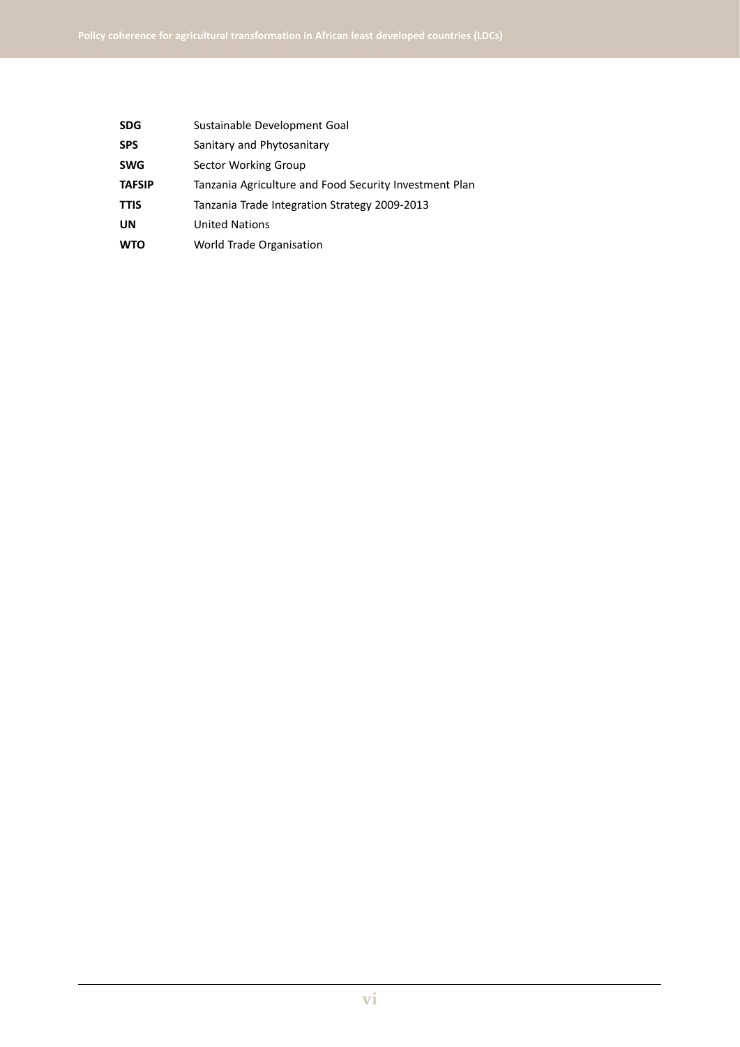| | |
|---|---|
| **SDG** | Sustainable Development Goal |
| **SPS** | Sanitary and Phytosanitary |
| **SWG** | Sector Working Group |
| **TAFSIP** | Tanzania Agriculture and Food Security Investment Plan |
| **TTIS** | Tanzania Trade Integration Strategy 2009-2013 |
| **UN** | United Nations |
| **WTO** | World Trade Organisation |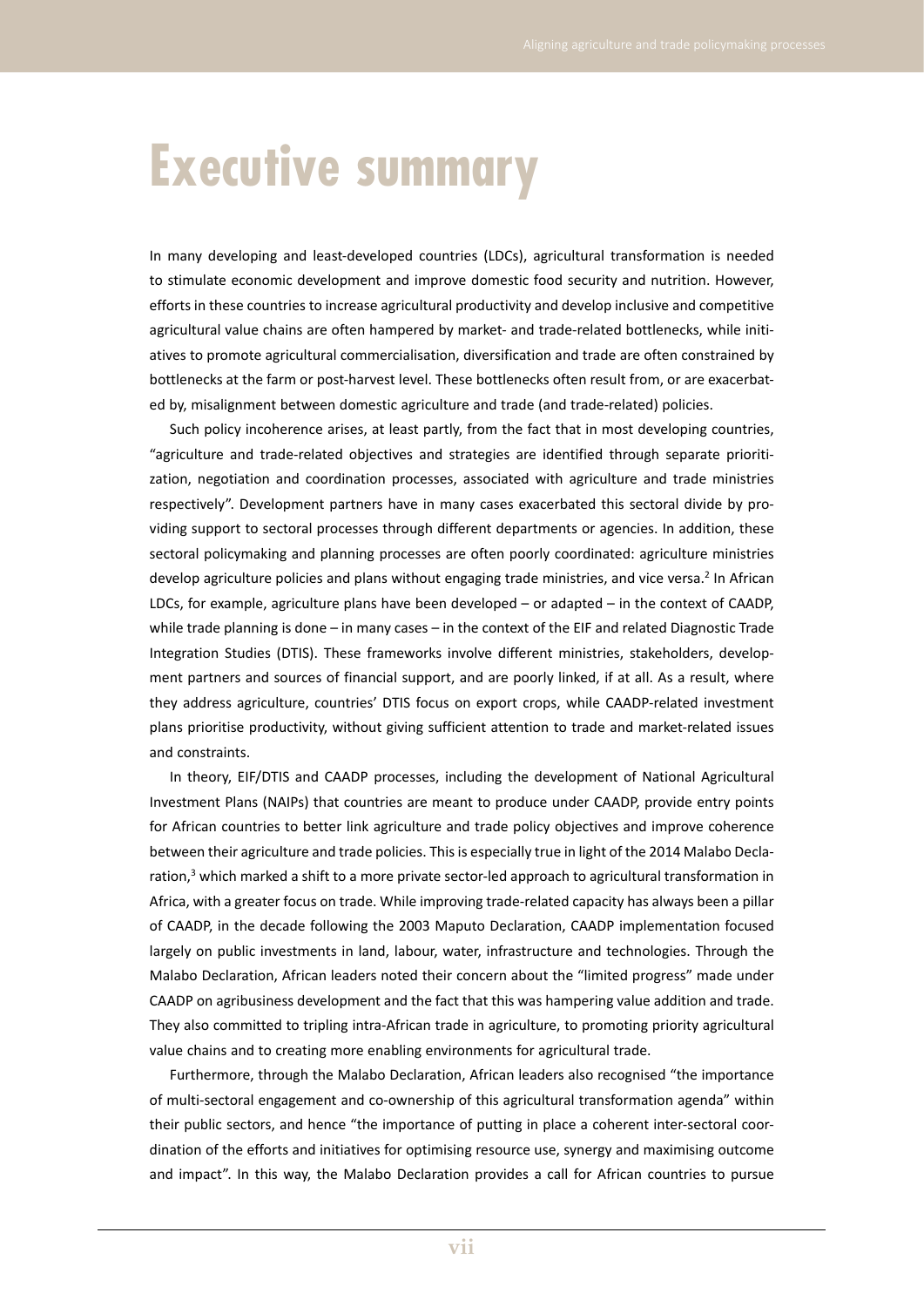# Executive summary

In many developing and least-developed countries (LDCs), agricultural transformation is needed to stimulate economic development and improve domestic food security and nutrition. However, efforts in these countries to increase agricultural productivity and develop inclusive and competitive agricultural value chains are often hampered by market- and trade-related bottlenecks, while initiatives to promote agricultural commercialisation, diversification and trade are often constrained by bottlenecks at the farm or post-harvest level. These bottlenecks often result from, or are exacerbated by, misalignment between domestic agriculture and trade (and trade-related) policies.

Such policy incoherence arises, at least partly, from the fact that in most developing countries, "agriculture and trade-related objectives and strategies are identified through separate prioritization, negotiation and coordination processes, associated with agriculture and trade ministries respectively". Development partners have in many cases exacerbated this sectoral divide by providing support to sectoral processes through different departments or agencies. In addition, these sectoral policymaking and planning processes are often poorly coordinated: agriculture ministries develop agriculture policies and plans without engaging trade ministries, and vice versa.[2] In African LDCs, for example, agriculture plans have been developed – or adapted – in the context of CAADP, while trade planning is done – in many cases – in the context of the EIF and related Diagnostic Trade Integration Studies (DTIS). These frameworks involve different ministries, stakeholders, development partners and sources of financial support, and are poorly linked, if at all. As a result, where they address agriculture, countries' DTIS focus on export crops, while CAADP-related investment plans prioritise productivity, without giving sufficient attention to trade and market-related issues and constraints.

In theory, EIF/DTIS and CAADP processes, including the development of National Agricultural Investment Plans (NAIPs) that countries are meant to produce under CAADP, provide entry points for African countries to better link agriculture and trade policy objectives and improve coherence between their agriculture and trade policies. This is especially true in light of the 2014 Malabo Declaration,[3] which marked a shift to a more private sector-led approach to agricultural transformation in Africa, with a greater focus on trade. While improving trade-related capacity has always been a pillar of CAADP, in the decade following the 2003 Maputo Declaration, CAADP implementation focused largely on public investments in land, labour, water, infrastructure and technologies. Through the Malabo Declaration, African leaders noted their concern about the "limited progress" made under CAADP on agribusiness development and the fact that this was hampering value addition and trade. They also committed to tripling intra-African trade in agriculture, to promoting priority agricultural value chains and to creating more enabling environments for agricultural trade.

Furthermore, through the Malabo Declaration, African leaders also recognised "the importance of multi-sectoral engagement and co-ownership of this agricultural transformation agenda" within their public sectors, and hence "the importance of putting in place a coherent inter-sectoral coordination of the efforts and initiatives for optimising resource use, synergy and maximising outcome and impact". In this way, the Malabo Declaration provides a call for African countries to pursue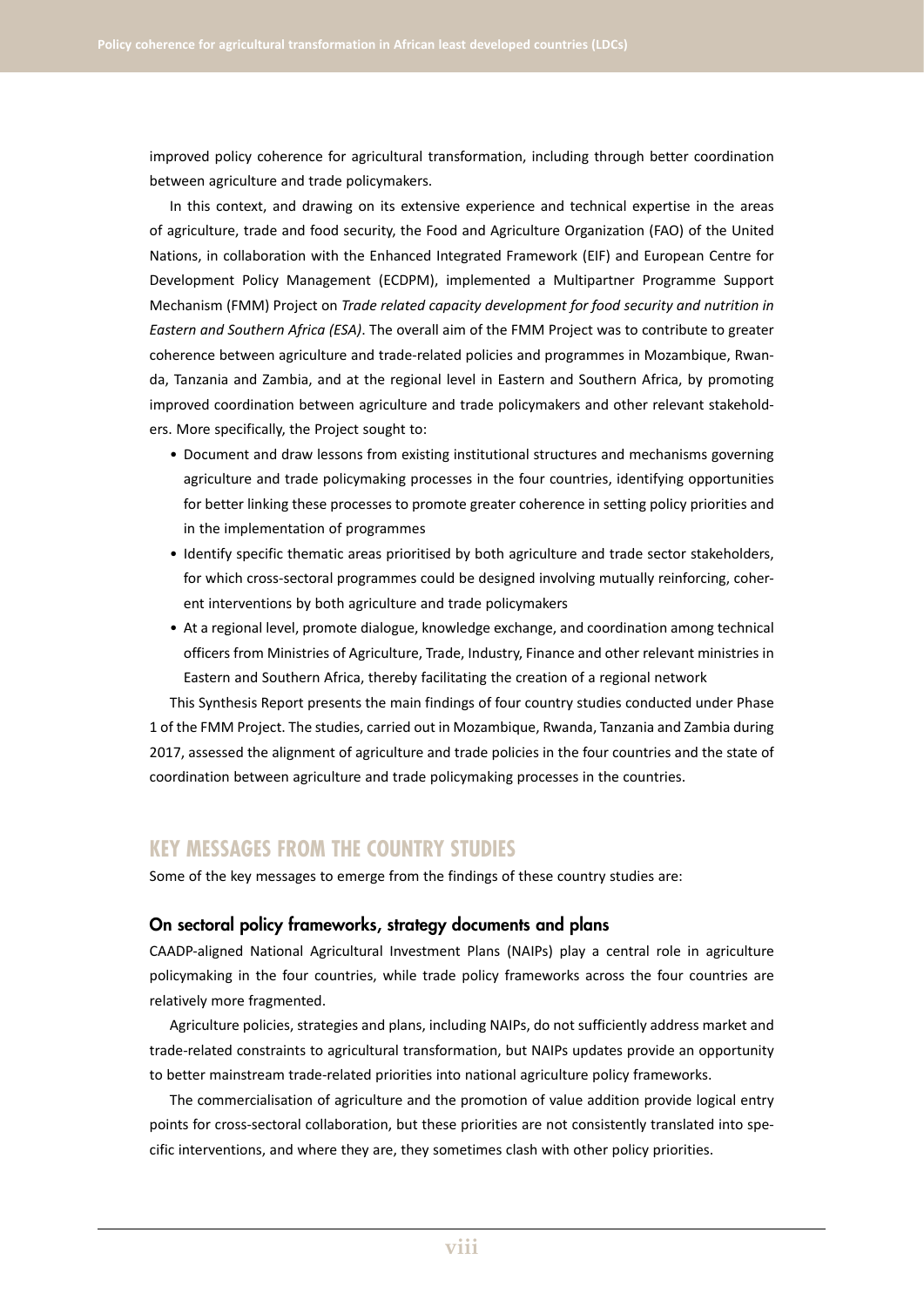improved policy coherence for agricultural transformation, including through better coordination between agriculture and trade policymakers.

In this context, and drawing on its extensive experience and technical expertise in the areas of agriculture, trade and food security, the Food and Agriculture Organization (FAO) of the United Nations, in collaboration with the Enhanced Integrated Framework (EIF) and European Centre for Development Policy Management (ECDPM), implemented a Multipartner Programme Support Mechanism (FMM) Project on *Trade related capacity development for food security and nutrition in Eastern and Southern Africa (ESA)*. The overall aim of the FMM Project was to contribute to greater coherence between agriculture and trade-related policies and programmes in Mozambique, Rwanda, Tanzania and Zambia, and at the regional level in Eastern and Southern Africa, by promoting improved coordination between agriculture and trade policymakers and other relevant stakeholders. More specifically, the Project sought to:

- Document and draw lessons from existing institutional structures and mechanisms governing agriculture and trade policymaking processes in the four countries, identifying opportunities for better linking these processes to promote greater coherence in setting policy priorities and in the implementation of programmes
- Identify specific thematic areas prioritised by both agriculture and trade sector stakeholders, for which cross-sectoral programmes could be designed involving mutually reinforcing, coherent interventions by both agriculture and trade policymakers
- At a regional level, promote dialogue, knowledge exchange, and coordination among technical officers from Ministries of Agriculture, Trade, Industry, Finance and other relevant ministries in Eastern and Southern Africa, thereby facilitating the creation of a regional network

This Synthesis Report presents the main findings of four country studies conducted under Phase 1 of the FMM Project. The studies, carried out in Mozambique, Rwanda, Tanzania and Zambia during 2017, assessed the alignment of agriculture and trade policies in the four countries and the state of coordination between agriculture and trade policymaking processes in the countries.

## KEY MESSAGES FROM THE COUNTRY STUDIES

Some of the key messages to emerge from the findings of these country studies are:

### On sectoral policy frameworks, strategy documents and plans

CAADP-aligned National Agricultural Investment Plans (NAIPs) play a central role in agriculture policymaking in the four countries, while trade policy frameworks across the four countries are relatively more fragmented.

Agriculture policies, strategies and plans, including NAIPs, do not sufficiently address market and trade-related constraints to agricultural transformation, but NAIPs updates provide an opportunity to better mainstream trade-related priorities into national agriculture policy frameworks.

The commercialisation of agriculture and the promotion of value addition provide logical entry points for cross-sectoral collaboration, but these priorities are not consistently translated into specific interventions, and where they are, they sometimes clash with other policy priorities.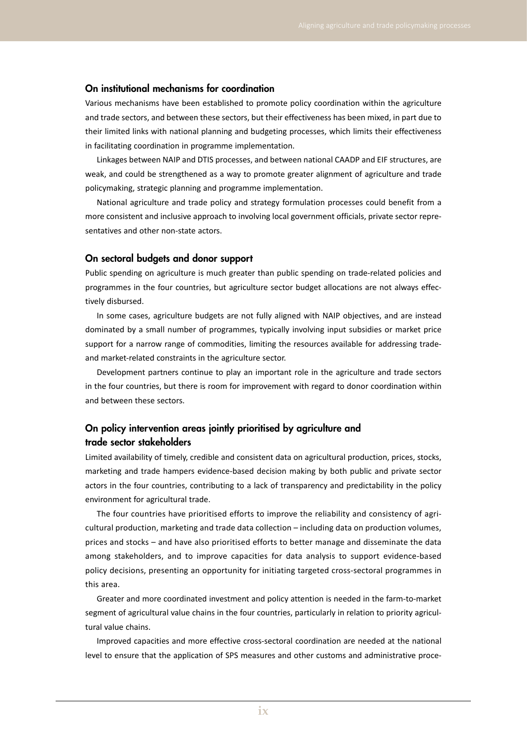### On institutional mechanisms for coordination

Various mechanisms have been established to promote policy coordination within the agriculture and trade sectors, and between these sectors, but their effectiveness has been mixed, in part due to their limited links with national planning and budgeting processes, which limits their effectiveness in facilitating coordination in programme implementation.

Linkages between NAIP and DTIS processes, and between national CAADP and EIF structures, are weak, and could be strengthened as a way to promote greater alignment of agriculture and trade policymaking, strategic planning and programme implementation.

National agriculture and trade policy and strategy formulation processes could benefit from a more consistent and inclusive approach to involving local government officials, private sector representatives and other non-state actors.

### On sectoral budgets and donor support

Public spending on agriculture is much greater than public spending on trade-related policies and programmes in the four countries, but agriculture sector budget allocations are not always effectively disbursed.

In some cases, agriculture budgets are not fully aligned with NAIP objectives, and are instead dominated by a small number of programmes, typically involving input subsidies or market price support for a narrow range of commodities, limiting the resources available for addressing trade- and market-related constraints in the agriculture sector.

Development partners continue to play an important role in the agriculture and trade sectors in the four countries, but there is room for improvement with regard to donor coordination within and between these sectors.

### On policy intervention areas jointly prioritised by agriculture and trade sector stakeholders

Limited availability of timely, credible and consistent data on agricultural production, prices, stocks, marketing and trade hampers evidence-based decision making by both public and private sector actors in the four countries, contributing to a lack of transparency and predictability in the policy environment for agricultural trade.

The four countries have prioritised efforts to improve the reliability and consistency of agricultural production, marketing and trade data collection – including data on production volumes, prices and stocks – and have also prioritised efforts to better manage and disseminate the data among stakeholders, and to improve capacities for data analysis to support evidence-based policy decisions, presenting an opportunity for initiating targeted cross-sectoral programmes in this area.

Greater and more coordinated investment and policy attention is needed in the farm-to-market segment of agricultural value chains in the four countries, particularly in relation to priority agricultural value chains.

Improved capacities and more effective cross-sectoral coordination are needed at the national level to ensure that the application of SPS measures and other customs and administrative proce-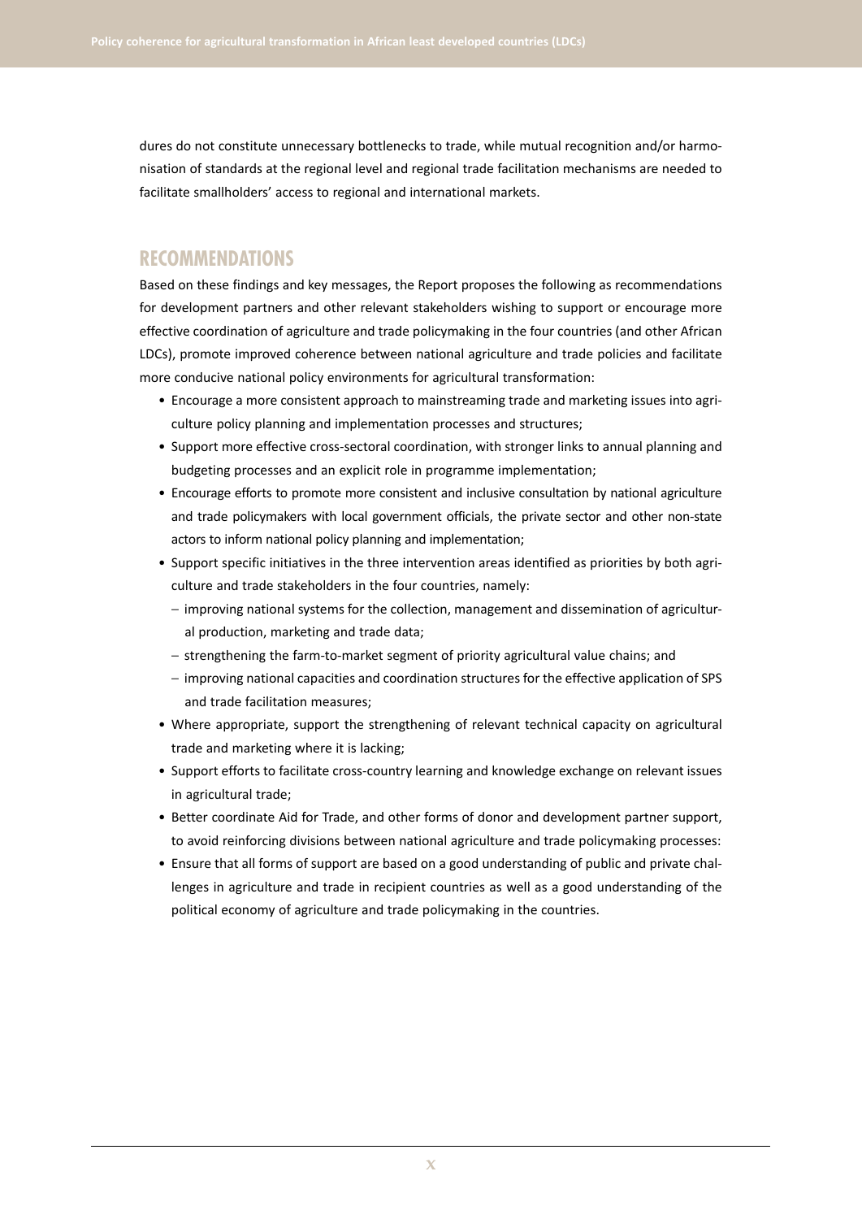dures do not constitute unnecessary bottlenecks to trade, while mutual recognition and/or harmonisation of standards at the regional level and regional trade facilitation mechanisms are needed to facilitate smallholders' access to regional and international markets.

## RECOMMENDATIONS

Based on these findings and key messages, the Report proposes the following as recommendations for development partners and other relevant stakeholders wishing to support or encourage more effective coordination of agriculture and trade policymaking in the four countries (and other African LDCs), promote improved coherence between national agriculture and trade policies and facilitate more conducive national policy environments for agricultural transformation:

- Encourage a more consistent approach to mainstreaming trade and marketing issues into agriculture policy planning and implementation processes and structures;
- Support more effective cross-sectoral coordination, with stronger links to annual planning and budgeting processes and an explicit role in programme implementation;
- Encourage efforts to promote more consistent and inclusive consultation by national agriculture and trade policymakers with local government officials, the private sector and other non-state actors to inform national policy planning and implementation;
- Support specific initiatives in the three intervention areas identified as priorities by both agriculture and trade stakeholders in the four countries, namely:
  - improving national systems for the collection, management and dissemination of agricultural production, marketing and trade data;
  - strengthening the farm-to-market segment of priority agricultural value chains; and
  - improving national capacities and coordination structures for the effective application of SPS and trade facilitation measures;
- Where appropriate, support the strengthening of relevant technical capacity on agricultural trade and marketing where it is lacking;
- Support efforts to facilitate cross-country learning and knowledge exchange on relevant issues in agricultural trade;
- Better coordinate Aid for Trade, and other forms of donor and development partner support, to avoid reinforcing divisions between national agriculture and trade policymaking processes:
- Ensure that all forms of support are based on a good understanding of public and private challenges in agriculture and trade in recipient countries as well as a good understanding of the political economy of agriculture and trade policymaking in the countries.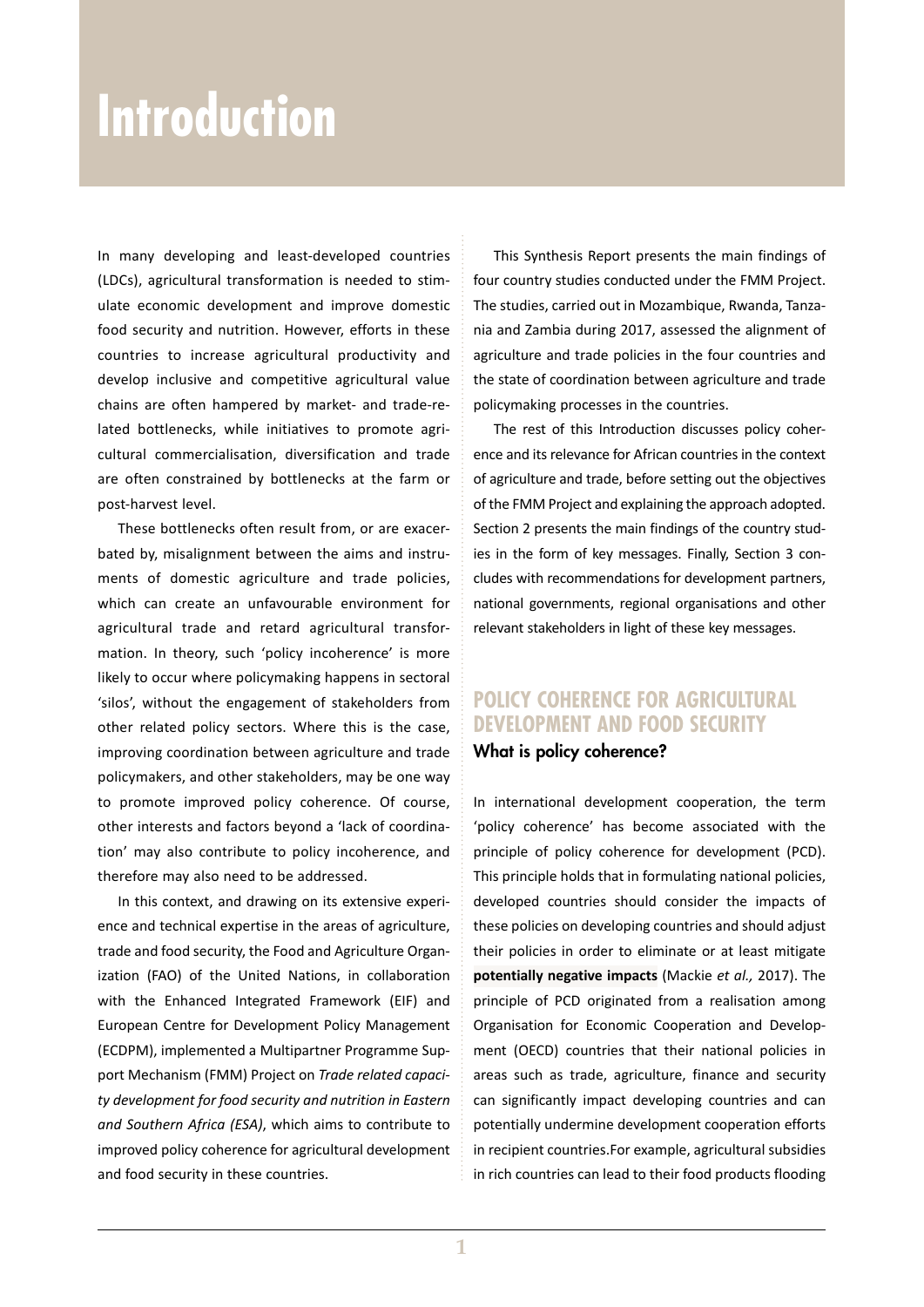# Introduction

In many developing and least-developed countries (LDCs), agricultural transformation is needed to stimulate economic development and improve domestic food security and nutrition. However, efforts in these countries to increase agricultural productivity and develop inclusive and competitive agricultural value chains are often hampered by market- and trade-related bottlenecks, while initiatives to promote agricultural commercialisation, diversification and trade are often constrained by bottlenecks at the farm or post-harvest level.

These bottlenecks often result from, or are exacerbated by, misalignment between the aims and instruments of domestic agriculture and trade policies, which can create an unfavourable environment for agricultural trade and retard agricultural transformation. In theory, such 'policy incoherence' is more likely to occur where policymaking happens in sectoral 'silos', without the engagement of stakeholders from other related policy sectors. Where this is the case, improving coordination between agriculture and trade policymakers, and other stakeholders, may be one way to promote improved policy coherence. Of course, other interests and factors beyond a 'lack of coordination' may also contribute to policy incoherence, and therefore may also need to be addressed.

In this context, and drawing on its extensive experience and technical expertise in the areas of agriculture, trade and food security, the Food and Agriculture Organization (FAO) of the United Nations, in collaboration with the Enhanced Integrated Framework (EIF) and European Centre for Development Policy Management (ECDPM), implemented a Multipartner Programme Support Mechanism (FMM) Project on *Trade related capacity development for food security and nutrition in Eastern and Southern Africa (ESA)*, which aims to contribute to improved policy coherence for agricultural development and food security in these countries.

This Synthesis Report presents the main findings of four country studies conducted under the FMM Project. The studies, carried out in Mozambique, Rwanda, Tanzania and Zambia during 2017, assessed the alignment of agriculture and trade policies in the four countries and the state of coordination between agriculture and trade policymaking processes in the countries.

The rest of this Introduction discusses policy coherence and its relevance for African countries in the context of agriculture and trade, before setting out the objectives of the FMM Project and explaining the approach adopted. Section 2 presents the main findings of the country studies in the form of key messages. Finally, Section 3 concludes with recommendations for development partners, national governments, regional organisations and other relevant stakeholders in light of these key messages.

## POLICY COHERENCE FOR AGRICULTURAL DEVELOPMENT AND FOOD SECURITY

### What is policy coherence?

In international development cooperation, the term 'policy coherence' has become associated with the principle of policy coherence for development (PCD). This principle holds that in formulating national policies, developed countries should consider the impacts of these policies on developing countries and should adjust their policies in order to eliminate or at least mitigate **potentially negative impacts** (Mackie *et al.,* 2017). The principle of PCD originated from a realisation among Organisation for Economic Cooperation and Development (OECD) countries that their national policies in areas such as trade, agriculture, finance and security can significantly impact developing countries and can potentially undermine development cooperation efforts in recipient countries.For example, agricultural subsidies in rich countries can lead to their food products flooding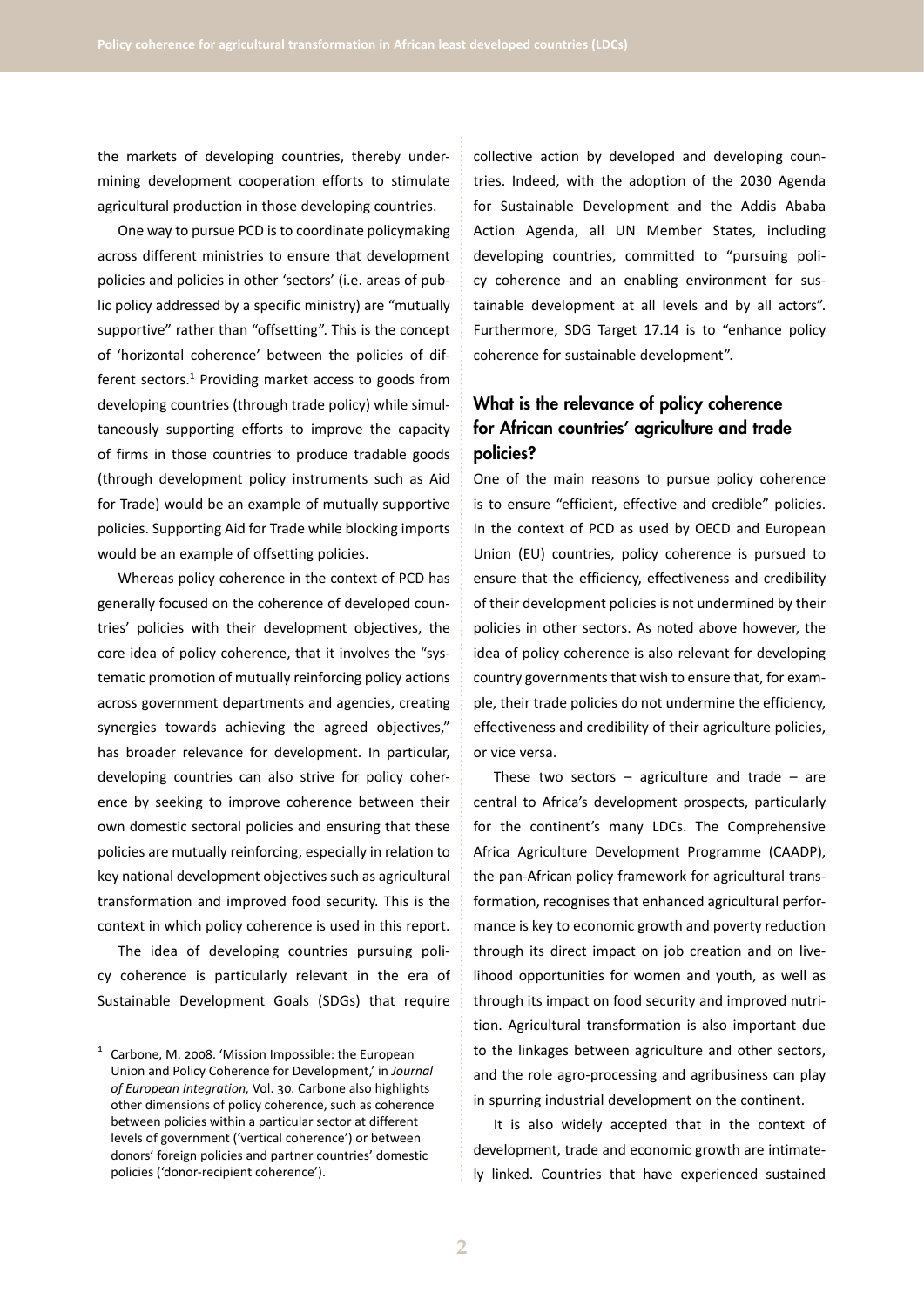the markets of developing countries, thereby undermining development cooperation efforts to stimulate agricultural production in those developing countries.

One way to pursue PCD is to coordinate policymaking across different ministries to ensure that development policies and policies in other 'sectors' (i.e. areas of public policy addressed by a specific ministry) are "mutually supportive" rather than "offsetting". This is the concept of 'horizontal coherence' between the policies of different sectors.[1] Providing market access to goods from developing countries (through trade policy) while simultaneously supporting efforts to improve the capacity of firms in those countries to produce tradable goods (through development policy instruments such as Aid for Trade) would be an example of mutually supportive policies. Supporting Aid for Trade while blocking imports would be an example of offsetting policies.

Whereas policy coherence in the context of PCD has generally focused on the coherence of developed countries' policies with their development objectives, the core idea of policy coherence, that it involves the "systematic promotion of mutually reinforcing policy actions across government departments and agencies, creating synergies towards achieving the agreed objectives," has broader relevance for development. In particular, developing countries can also strive for policy coherence by seeking to improve coherence between their own domestic sectoral policies and ensuring that these policies are mutually reinforcing, especially in relation to key national development objectives such as agricultural transformation and improved food security. This is the context in which policy coherence is used in this report.

The idea of developing countries pursuing policy coherence is particularly relevant in the era of Sustainable Development Goals (SDGs) that require collective action by developed and developing countries. Indeed, with the adoption of the 2030 Agenda for Sustainable Development and the Addis Ababa Action Agenda, all UN Member States, including developing countries, committed to "pursuing policy coherence and an enabling environment for sustainable development at all levels and by all actors". Furthermore, SDG Target 17.14 is to "enhance policy coherence for sustainable development".

## What is the relevance of policy coherence for African countries' agriculture and trade policies?

One of the main reasons to pursue policy coherence is to ensure "efficient, effective and credible" policies. In the context of PCD as used by OECD and European Union (EU) countries, policy coherence is pursued to ensure that the efficiency, effectiveness and credibility of their development policies is not undermined by their policies in other sectors. As noted above however, the idea of policy coherence is also relevant for developing country governments that wish to ensure that, for example, their trade policies do not undermine the efficiency, effectiveness and credibility of their agriculture policies, or vice versa.

These two sectors – agriculture and trade – are central to Africa's development prospects, particularly for the continent's many LDCs. The Comprehensive Africa Agriculture Development Programme (CAADP), the pan-African policy framework for agricultural transformation, recognises that enhanced agricultural performance is key to economic growth and poverty reduction through its direct impact on job creation and on livelihood opportunities for women and youth, as well as through its impact on food security and improved nutrition. Agricultural transformation is also important due to the linkages between agriculture and other sectors, and the role agro-processing and agribusiness can play in spurring industrial development on the continent.

It is also widely accepted that in the context of development, trade and economic growth are intimately linked. Countries that have experienced sustained

---

[1] Carbone, M. 2008. 'Mission Impossible: the European Union and Policy Coherence for Development,' in *Journal of European Integration,* Vol. 30. Carbone also highlights other dimensions of policy coherence, such as coherence between policies within a particular sector at different levels of government ('vertical coherence') or between donors' foreign policies and partner countries' domestic policies ('donor-recipient coherence').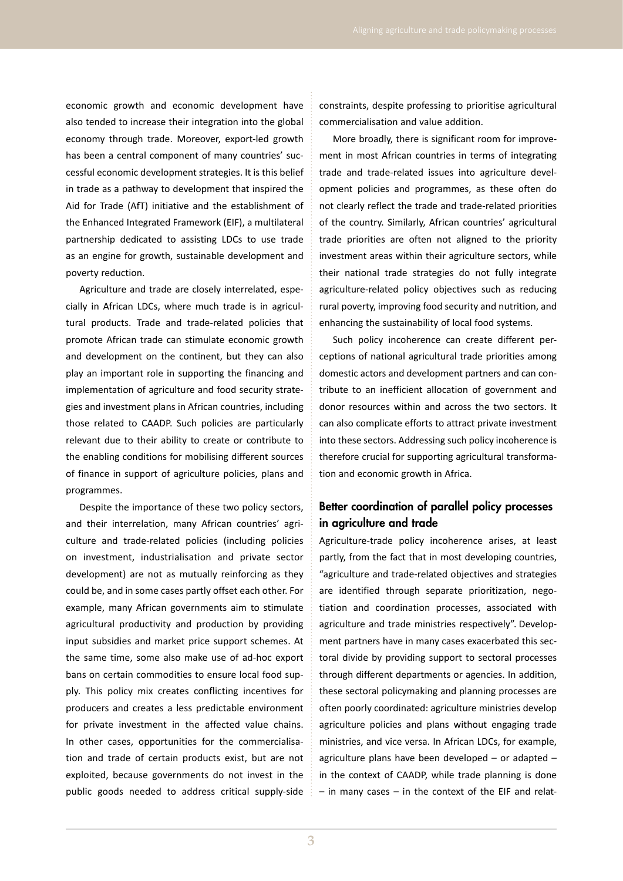economic growth and economic development have also tended to increase their integration into the global economy through trade. Moreover, export-led growth has been a central component of many countries' successful economic development strategies. It is this belief in trade as a pathway to development that inspired the Aid for Trade (AfT) initiative and the establishment of the Enhanced Integrated Framework (EIF), a multilateral partnership dedicated to assisting LDCs to use trade as an engine for growth, sustainable development and poverty reduction.

Agriculture and trade are closely interrelated, especially in African LDCs, where much trade is in agricultural products. Trade and trade-related policies that promote African trade can stimulate economic growth and development on the continent, but they can also play an important role in supporting the financing and implementation of agriculture and food security strategies and investment plans in African countries, including those related to CAADP. Such policies are particularly relevant due to their ability to create or contribute to the enabling conditions for mobilising different sources of finance in support of agriculture policies, plans and programmes.

Despite the importance of these two policy sectors, and their interrelation, many African countries' agriculture and trade-related policies (including policies on investment, industrialisation and private sector development) are not as mutually reinforcing as they could be, and in some cases partly offset each other. For example, many African governments aim to stimulate agricultural productivity and production by providing input subsidies and market price support schemes. At the same time, some also make use of ad-hoc export bans on certain commodities to ensure local food supply. This policy mix creates conflicting incentives for producers and creates a less predictable environment for private investment in the affected value chains. In other cases, opportunities for the commercialisation and trade of certain products exist, but are not exploited, because governments do not invest in the public goods needed to address critical supply-side constraints, despite professing to prioritise agricultural commercialisation and value addition.

More broadly, there is significant room for improvement in most African countries in terms of integrating trade and trade-related issues into agriculture development policies and programmes, as these often do not clearly reflect the trade and trade-related priorities of the country. Similarly, African countries' agricultural trade priorities are often not aligned to the priority investment areas within their agriculture sectors, while their national trade strategies do not fully integrate agriculture-related policy objectives such as reducing rural poverty, improving food security and nutrition, and enhancing the sustainability of local food systems.

Such policy incoherence can create different perceptions of national agricultural trade priorities among domestic actors and development partners and can contribute to an inefficient allocation of government and donor resources within and across the two sectors. It can also complicate efforts to attract private investment into these sectors. Addressing such policy incoherence is therefore crucial for supporting agricultural transformation and economic growth in Africa.

## Better coordination of parallel policy processes in agriculture and trade

Agriculture-trade policy incoherence arises, at least partly, from the fact that in most developing countries, "agriculture and trade-related objectives and strategies are identified through separate prioritization, negotiation and coordination processes, associated with agriculture and trade ministries respectively". Development partners have in many cases exacerbated this sectoral divide by providing support to sectoral processes through different departments or agencies. In addition, these sectoral policymaking and planning processes are often poorly coordinated: agriculture ministries develop agriculture policies and plans without engaging trade ministries, and vice versa. In African LDCs, for example, agriculture plans have been developed – or adapted – in the context of CAADP, while trade planning is done – in many cases – in the context of the EIF and relat-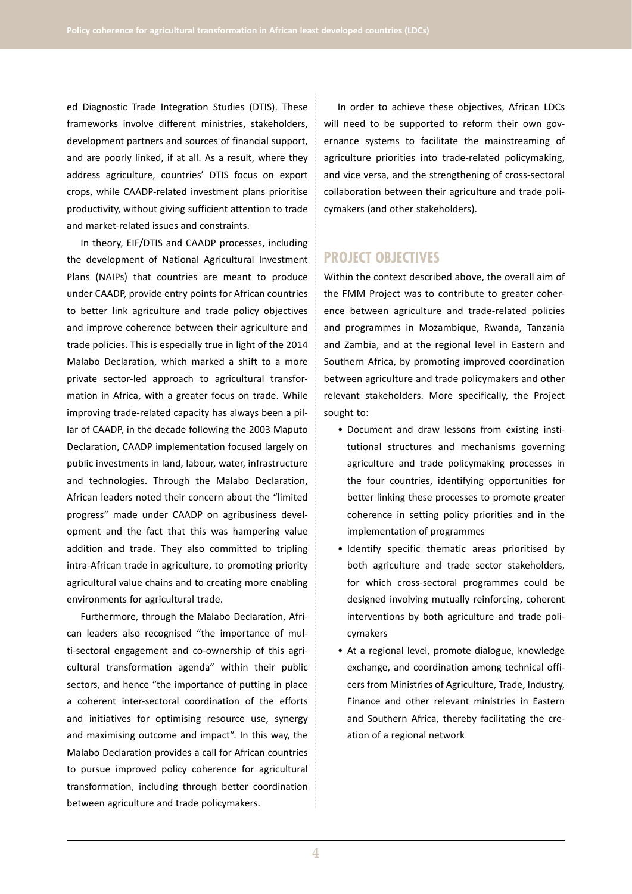ed Diagnostic Trade Integration Studies (DTIS). These frameworks involve different ministries, stakeholders, development partners and sources of financial support, and are poorly linked, if at all. As a result, where they address agriculture, countries' DTIS focus on export crops, while CAADP-related investment plans prioritise productivity, without giving sufficient attention to trade and market-related issues and constraints.

In theory, EIF/DTIS and CAADP processes, including the development of National Agricultural Investment Plans (NAIPs) that countries are meant to produce under CAADP, provide entry points for African countries to better link agriculture and trade policy objectives and improve coherence between their agriculture and trade policies. This is especially true in light of the 2014 Malabo Declaration, which marked a shift to a more private sector-led approach to agricultural transformation in Africa, with a greater focus on trade. While improving trade-related capacity has always been a pillar of CAADP, in the decade following the 2003 Maputo Declaration, CAADP implementation focused largely on public investments in land, labour, water, infrastructure and technologies. Through the Malabo Declaration, African leaders noted their concern about the "limited progress" made under CAADP on agribusiness development and the fact that this was hampering value addition and trade. They also committed to tripling intra-African trade in agriculture, to promoting priority agricultural value chains and to creating more enabling environments for agricultural trade.

Furthermore, through the Malabo Declaration, African leaders also recognised "the importance of multi-sectoral engagement and co-ownership of this agricultural transformation agenda" within their public sectors, and hence "the importance of putting in place a coherent inter-sectoral coordination of the efforts and initiatives for optimising resource use, synergy and maximising outcome and impact". In this way, the Malabo Declaration provides a call for African countries to pursue improved policy coherence for agricultural transformation, including through better coordination between agriculture and trade policymakers.

In order to achieve these objectives, African LDCs will need to be supported to reform their own governance systems to facilitate the mainstreaming of agriculture priorities into trade-related policymaking, and vice versa, and the strengthening of cross-sectoral collaboration between their agriculture and trade policymakers (and other stakeholders).

## PROJECT OBJECTIVES

Within the context described above, the overall aim of the FMM Project was to contribute to greater coherence between agriculture and trade-related policies and programmes in Mozambique, Rwanda, Tanzania and Zambia, and at the regional level in Eastern and Southern Africa, by promoting improved coordination between agriculture and trade policymakers and other relevant stakeholders. More specifically, the Project sought to:

- Document and draw lessons from existing institutional structures and mechanisms governing agriculture and trade policymaking processes in the four countries, identifying opportunities for better linking these processes to promote greater coherence in setting policy priorities and in the implementation of programmes
- Identify specific thematic areas prioritised by both agriculture and trade sector stakeholders, for which cross-sectoral programmes could be designed involving mutually reinforcing, coherent interventions by both agriculture and trade policymakers
- At a regional level, promote dialogue, knowledge exchange, and coordination among technical officers from Ministries of Agriculture, Trade, Industry, Finance and other relevant ministries in Eastern and Southern Africa, thereby facilitating the creation of a regional network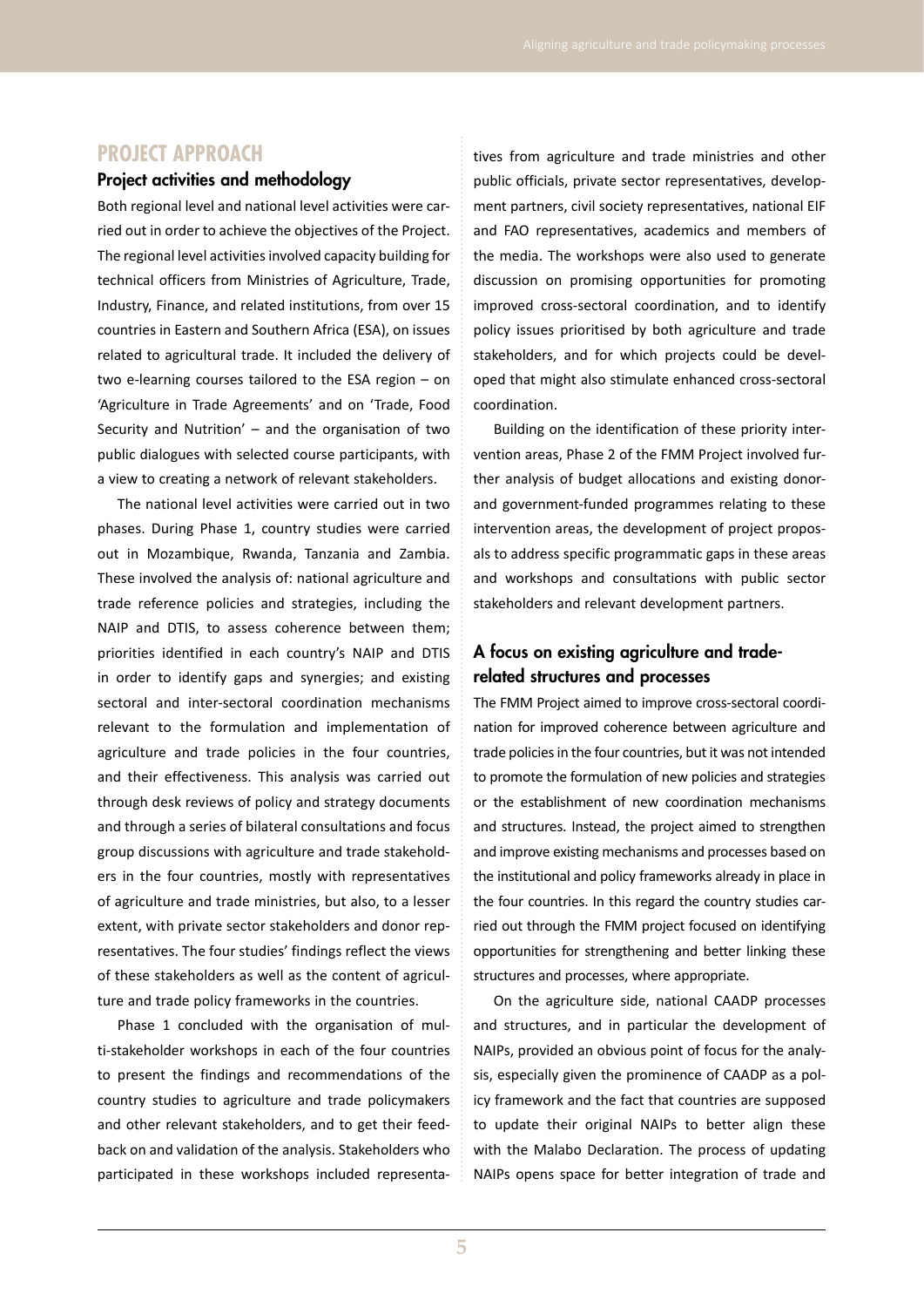## PROJECT APPROACH

### Project activities and methodology

Both regional level and national level activities were carried out in order to achieve the objectives of the Project. The regional level activities involved capacity building for technical officers from Ministries of Agriculture, Trade, Industry, Finance, and related institutions, from over 15 countries in Eastern and Southern Africa (ESA), on issues related to agricultural trade. It included the delivery of two e-learning courses tailored to the ESA region – on 'Agriculture in Trade Agreements' and on 'Trade, Food Security and Nutrition' – and the organisation of two public dialogues with selected course participants, with a view to creating a network of relevant stakeholders.

The national level activities were carried out in two phases. During Phase 1, country studies were carried out in Mozambique, Rwanda, Tanzania and Zambia. These involved the analysis of: national agriculture and trade reference policies and strategies, including the NAIP and DTIS, to assess coherence between them; priorities identified in each country's NAIP and DTIS in order to identify gaps and synergies; and existing sectoral and inter-sectoral coordination mechanisms relevant to the formulation and implementation of agriculture and trade policies in the four countries, and their effectiveness. This analysis was carried out through desk reviews of policy and strategy documents and through a series of bilateral consultations and focus group discussions with agriculture and trade stakeholders in the four countries, mostly with representatives of agriculture and trade ministries, but also, to a lesser extent, with private sector stakeholders and donor representatives. The four studies' findings reflect the views of these stakeholders as well as the content of agriculture and trade policy frameworks in the countries.

Phase 1 concluded with the organisation of multi-stakeholder workshops in each of the four countries to present the findings and recommendations of the country studies to agriculture and trade policymakers and other relevant stakeholders, and to get their feedback on and validation of the analysis. Stakeholders who participated in these workshops included representatives from agriculture and trade ministries and other public officials, private sector representatives, development partners, civil society representatives, national EIF and FAO representatives, academics and members of the media. The workshops were also used to generate discussion on promising opportunities for promoting improved cross-sectoral coordination, and to identify policy issues prioritised by both agriculture and trade stakeholders, and for which projects could be developed that might also stimulate enhanced cross-sectoral coordination.

Building on the identification of these priority intervention areas, Phase 2 of the FMM Project involved further analysis of budget allocations and existing donor- and government-funded programmes relating to these intervention areas, the development of project proposals to address specific programmatic gaps in these areas and workshops and consultations with public sector stakeholders and relevant development partners.

### A focus on existing agriculture and trade-related structures and processes

The FMM Project aimed to improve cross-sectoral coordination for improved coherence between agriculture and trade policies in the four countries, but it was not intended to promote the formulation of new policies and strategies or the establishment of new coordination mechanisms and structures. Instead, the project aimed to strengthen and improve existing mechanisms and processes based on the institutional and policy frameworks already in place in the four countries. In this regard the country studies carried out through the FMM project focused on identifying opportunities for strengthening and better linking these structures and processes, where appropriate.

On the agriculture side, national CAADP processes and structures, and in particular the development of NAIPs, provided an obvious point of focus for the analysis, especially given the prominence of CAADP as a policy framework and the fact that countries are supposed to update their original NAIPs to better align these with the Malabo Declaration. The process of updating NAIPs opens space for better integration of trade and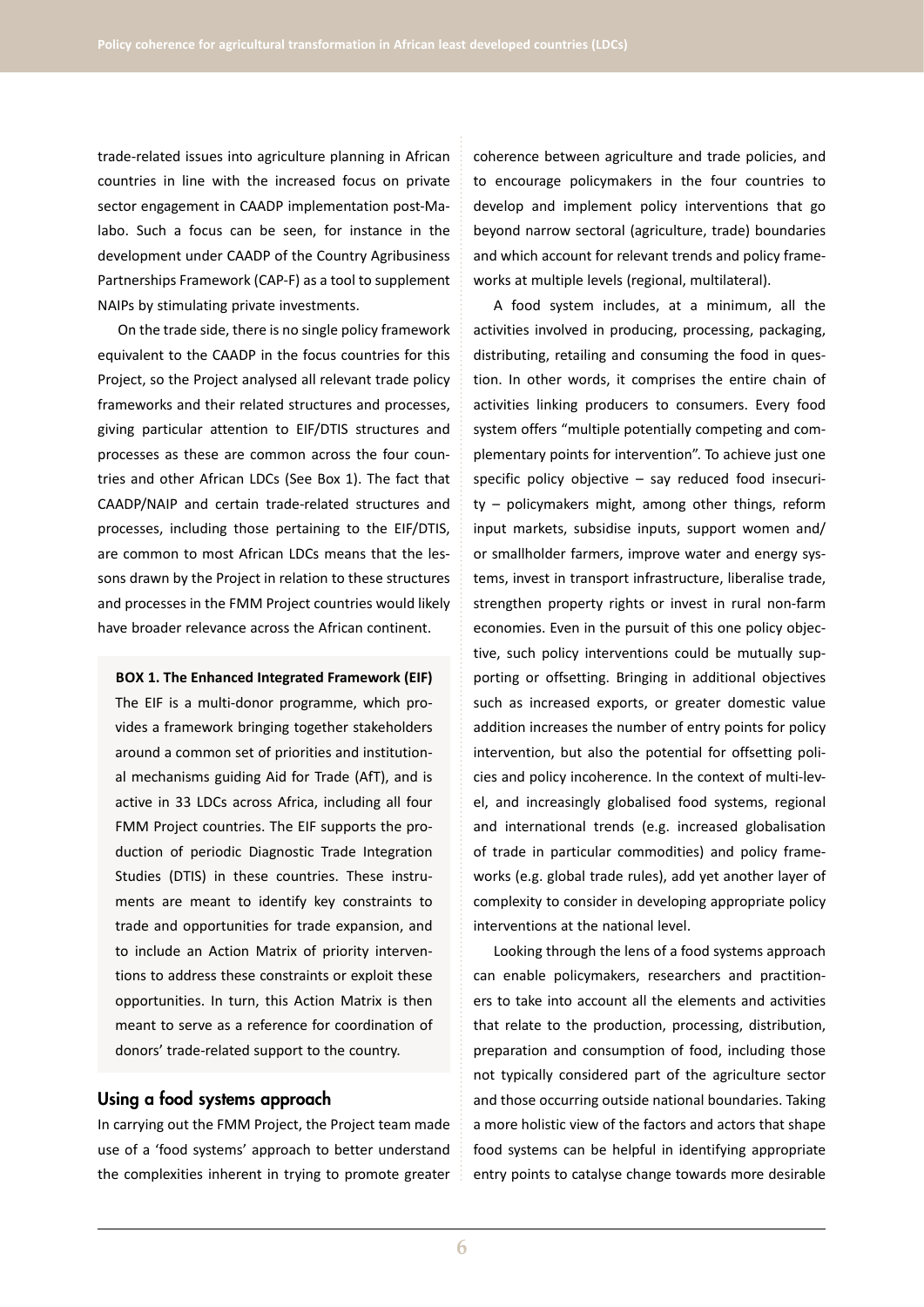trade-related issues into agriculture planning in African countries in line with the increased focus on private sector engagement in CAADP implementation post-Malabo. Such a focus can be seen, for instance in the development under CAADP of the Country Agribusiness Partnerships Framework (CAP-F) as a tool to supplement NAIPs by stimulating private investments.

On the trade side, there is no single policy framework equivalent to the CAADP in the focus countries for this Project, so the Project analysed all relevant trade policy frameworks and their related structures and processes, giving particular attention to EIF/DTIS structures and processes as these are common across the four countries and other African LDCs (See Box 1). The fact that CAADP/NAIP and certain trade-related structures and processes, including those pertaining to the EIF/DTIS, are common to most African LDCs means that the lessons drawn by the Project in relation to these structures and processes in the FMM Project countries would likely have broader relevance across the African continent.

**BOX 1. The Enhanced Integrated Framework (EIF)**

The EIF is a multi-donor programme, which provides a framework bringing together stakeholders around a common set of priorities and institutional mechanisms guiding Aid for Trade (AfT), and is active in 33 LDCs across Africa, including all four FMM Project countries. The EIF supports the production of periodic Diagnostic Trade Integration Studies (DTIS) in these countries. These instruments are meant to identify key constraints to trade and opportunities for trade expansion, and to include an Action Matrix of priority interventions to address these constraints or exploit these opportunities. In turn, this Action Matrix is then meant to serve as a reference for coordination of donors' trade-related support to the country.

## Using a food systems approach

In carrying out the FMM Project, the Project team made use of a 'food systems' approach to better understand the complexities inherent in trying to promote greater coherence between agriculture and trade policies, and to encourage policymakers in the four countries to develop and implement policy interventions that go beyond narrow sectoral (agriculture, trade) boundaries and which account for relevant trends and policy frameworks at multiple levels (regional, multilateral).

A food system includes, at a minimum, all the activities involved in producing, processing, packaging, distributing, retailing and consuming the food in question. In other words, it comprises the entire chain of activities linking producers to consumers. Every food system offers "multiple potentially competing and complementary points for intervention". To achieve just one specific policy objective – say reduced food insecurity – policymakers might, among other things, reform input markets, subsidise inputs, support women and/or smallholder farmers, improve water and energy systems, invest in transport infrastructure, liberalise trade, strengthen property rights or invest in rural non-farm economies. Even in the pursuit of this one policy objective, such policy interventions could be mutually supporting or offsetting. Bringing in additional objectives such as increased exports, or greater domestic value addition increases the number of entry points for policy intervention, but also the potential for offsetting policies and policy incoherence. In the context of multi-level, and increasingly globalised food systems, regional and international trends (e.g. increased globalisation of trade in particular commodities) and policy frameworks (e.g. global trade rules), add yet another layer of complexity to consider in developing appropriate policy interventions at the national level.

Looking through the lens of a food systems approach can enable policymakers, researchers and practitioners to take into account all the elements and activities that relate to the production, processing, distribution, preparation and consumption of food, including those not typically considered part of the agriculture sector and those occurring outside national boundaries. Taking a more holistic view of the factors and actors that shape food systems can be helpful in identifying appropriate entry points to catalyse change towards more desirable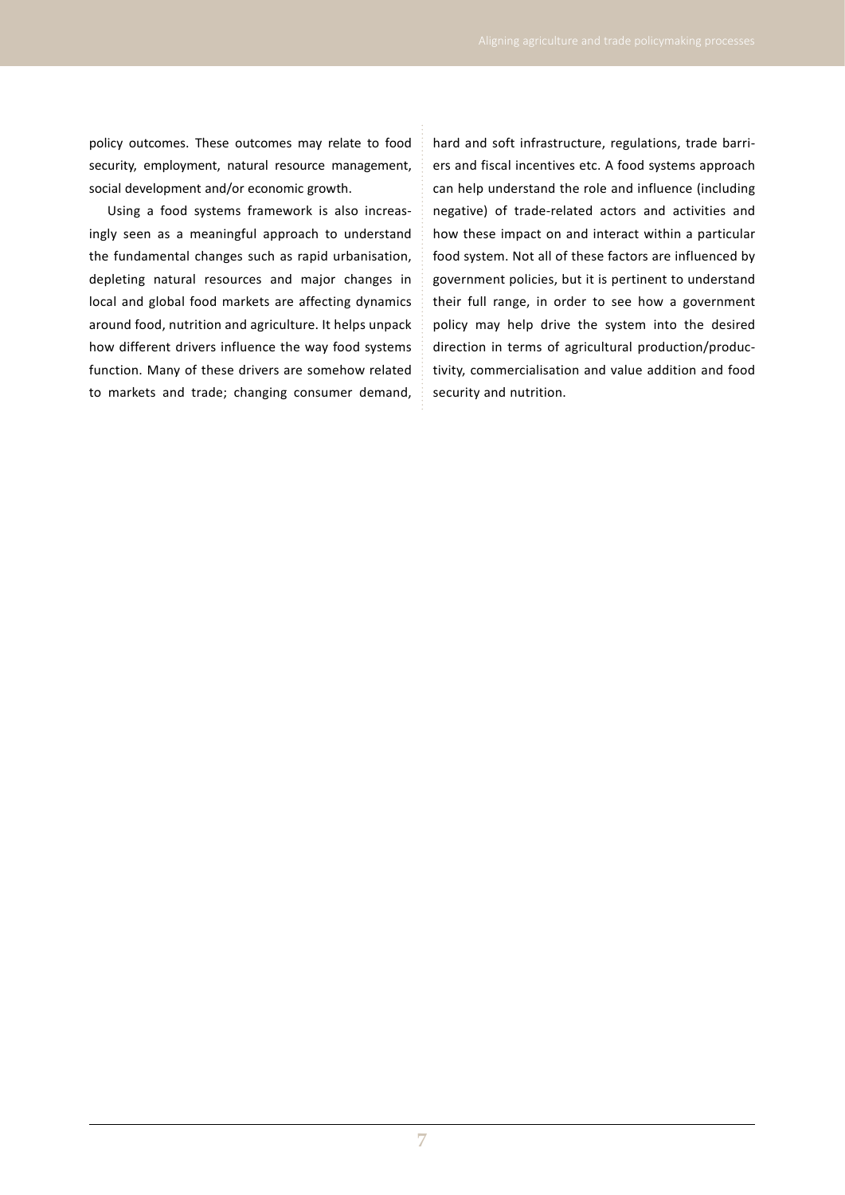policy outcomes. These outcomes may relate to food security, employment, natural resource management, social development and/or economic growth.

Using a food systems framework is also increasingly seen as a meaningful approach to understand the fundamental changes such as rapid urbanisation, depleting natural resources and major changes in local and global food markets are affecting dynamics around food, nutrition and agriculture. It helps unpack how different drivers influence the way food systems function. Many of these drivers are somehow related to markets and trade; changing consumer demand, hard and soft infrastructure, regulations, trade barriers and fiscal incentives etc. A food systems approach can help understand the role and influence (including negative) of trade-related actors and activities and how these impact on and interact within a particular food system. Not all of these factors are influenced by government policies, but it is pertinent to understand their full range, in order to see how a government policy may help drive the system into the desired direction in terms of agricultural production/productivity, commercialisation and value addition and food security and nutrition.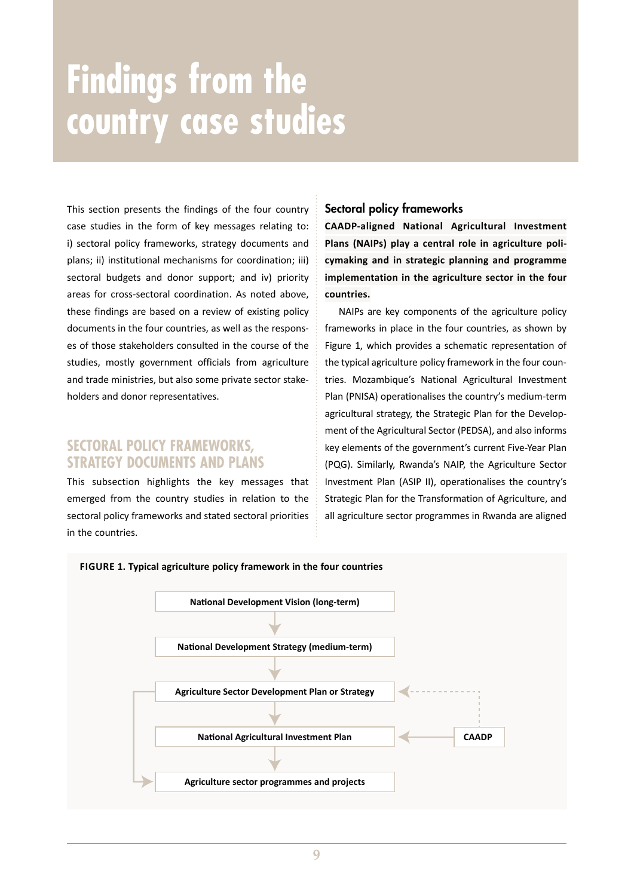# Findings from the country case studies

This section presents the findings of the four country case studies in the form of key messages relating to: i) sectoral policy frameworks, strategy documents and plans; ii) institutional mechanisms for coordination; iii) sectoral budgets and donor support; and iv) priority areas for cross-sectoral coordination. As noted above, these findings are based on a review of existing policy documents in the four countries, as well as the responses of those stakeholders consulted in the course of the studies, mostly government officials from agriculture and trade ministries, but also some private sector stakeholders and donor representatives.

## SECTORAL POLICY FRAMEWORKS, STRATEGY DOCUMENTS AND PLANS

This subsection highlights the key messages that emerged from the country studies in relation to the sectoral policy frameworks and stated sectoral priorities in the countries.

### Sectoral policy frameworks

**CAADP-aligned National Agricultural Investment Plans (NAIPs) play a central role in agriculture policymaking and in strategic planning and programme implementation in the agriculture sector in the four countries.**

NAIPs are key components of the agriculture policy frameworks in place in the four countries, as shown by Figure 1, which provides a schematic representation of the typical agriculture policy framework in the four countries. Mozambique's National Agricultural Investment Plan (PNISA) operationalises the country's medium-term agricultural strategy, the Strategic Plan for the Development of the Agricultural Sector (PEDSA), and also informs key elements of the government's current Five-Year Plan (PQG). Similarly, Rwanda's NAIP, the Agriculture Sector Investment Plan (ASIP II), operationalises the country's Strategic Plan for the Transformation of Agriculture, and all agriculture sector programmes in Rwanda are aligned

**FIGURE 1. Typical agriculture policy framework in the four countries**

- National Development Vision (long-term)
- ↓ National Development Strategy (medium-term)
- ↓ Agriculture Sector Development Plan or Strategy ← (CAADP, dashed)
- ↓ National Agricultural Investment Plan ← CAADP
- ↓ Agriculture sector programmes and projects (also fed directly from Agriculture Sector Development Plan or Strategy)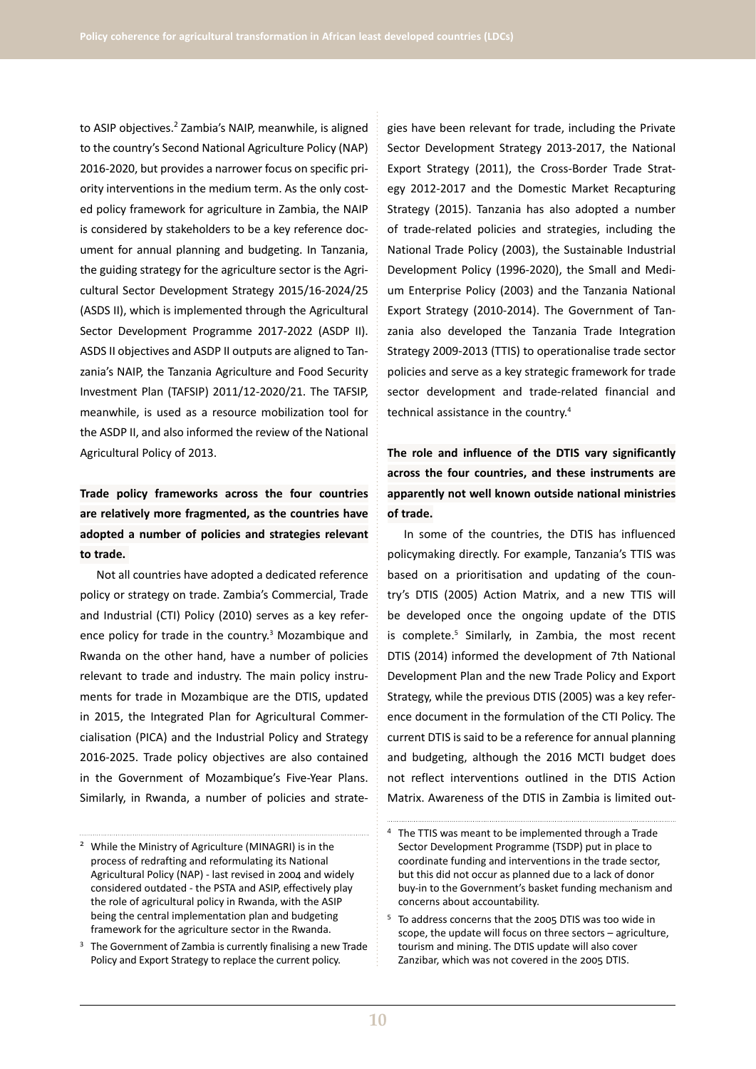to ASIP objectives.[2] Zambia's NAIP, meanwhile, is aligned to the country's Second National Agriculture Policy (NAP) 2016-2020, but provides a narrower focus on specific priority interventions in the medium term. As the only costed policy framework for agriculture in Zambia, the NAIP is considered by stakeholders to be a key reference document for annual planning and budgeting. In Tanzania, the guiding strategy for the agriculture sector is the Agricultural Sector Development Strategy 2015/16-2024/25 (ASDS II), which is implemented through the Agricultural Sector Development Programme 2017-2022 (ASDP II). ASDS II objectives and ASDP II outputs are aligned to Tanzania's NAIP, the Tanzania Agriculture and Food Security Investment Plan (TAFSIP) 2011/12-2020/21. The TAFSIP, meanwhile, is used as a resource mobilization tool for the ASDP II, and also informed the review of the National Agricultural Policy of 2013.

**Trade policy frameworks across the four countries are relatively more fragmented, as the countries have adopted a number of policies and strategies relevant to trade.**

Not all countries have adopted a dedicated reference policy or strategy on trade. Zambia's Commercial, Trade and Industrial (CTI) Policy (2010) serves as a key reference policy for trade in the country.[3] Mozambique and Rwanda on the other hand, have a number of policies relevant to trade and industry. The main policy instruments for trade in Mozambique are the DTIS, updated in 2015, the Integrated Plan for Agricultural Commercialisation (PICA) and the Industrial Policy and Strategy 2016-2025. Trade policy objectives are also contained in the Government of Mozambique's Five-Year Plans. Similarly, in Rwanda, a number of policies and strategies have been relevant for trade, including the Private Sector Development Strategy 2013-2017, the National Export Strategy (2011), the Cross-Border Trade Strategy 2012-2017 and the Domestic Market Recapturing Strategy (2015). Tanzania has also adopted a number of trade-related policies and strategies, including the National Trade Policy (2003), the Sustainable Industrial Development Policy (1996-2020), the Small and Medium Enterprise Policy (2003) and the Tanzania National Export Strategy (2010-2014). The Government of Tanzania also developed the Tanzania Trade Integration Strategy 2009-2013 (TTIS) to operationalise trade sector policies and serve as a key strategic framework for trade sector development and trade-related financial and technical assistance in the country.[4]

**The role and influence of the DTIS vary significantly across the four countries, and these instruments are apparently not well known outside national ministries of trade.**

In some of the countries, the DTIS has influenced policymaking directly. For example, Tanzania's TTIS was based on a prioritisation and updating of the country's DTIS (2005) Action Matrix, and a new TTIS will be developed once the ongoing update of the DTIS is complete.[5] Similarly, in Zambia, the most recent DTIS (2014) informed the development of 7th National Development Plan and the new Trade Policy and Export Strategy, while the previous DTIS (2005) was a key reference document in the formulation of the CTI Policy. The current DTIS is said to be a reference for annual planning and budgeting, although the 2016 MCTI budget does not reflect interventions outlined in the DTIS Action Matrix. Awareness of the DTIS in Zambia is limited out-

[2] While the Ministry of Agriculture (MINAGRI) is in the process of redrafting and reformulating its National Agricultural Policy (NAP) - last revised in 2004 and widely considered outdated - the PSTA and ASIP, effectively play the role of agricultural policy in Rwanda, with the ASIP being the central implementation plan and budgeting framework for the agriculture sector in the Rwanda.

[3] The Government of Zambia is currently finalising a new Trade Policy and Export Strategy to replace the current policy.

[4] The TTIS was meant to be implemented through a Trade Sector Development Programme (TSDP) put in place to coordinate funding and interventions in the trade sector, but this did not occur as planned due to a lack of donor buy-in to the Government's basket funding mechanism and concerns about accountability.

[5] To address concerns that the 2005 DTIS was too wide in scope, the update will focus on three sectors – agriculture, tourism and mining. The DTIS update will also cover Zanzibar, which was not covered in the 2005 DTIS.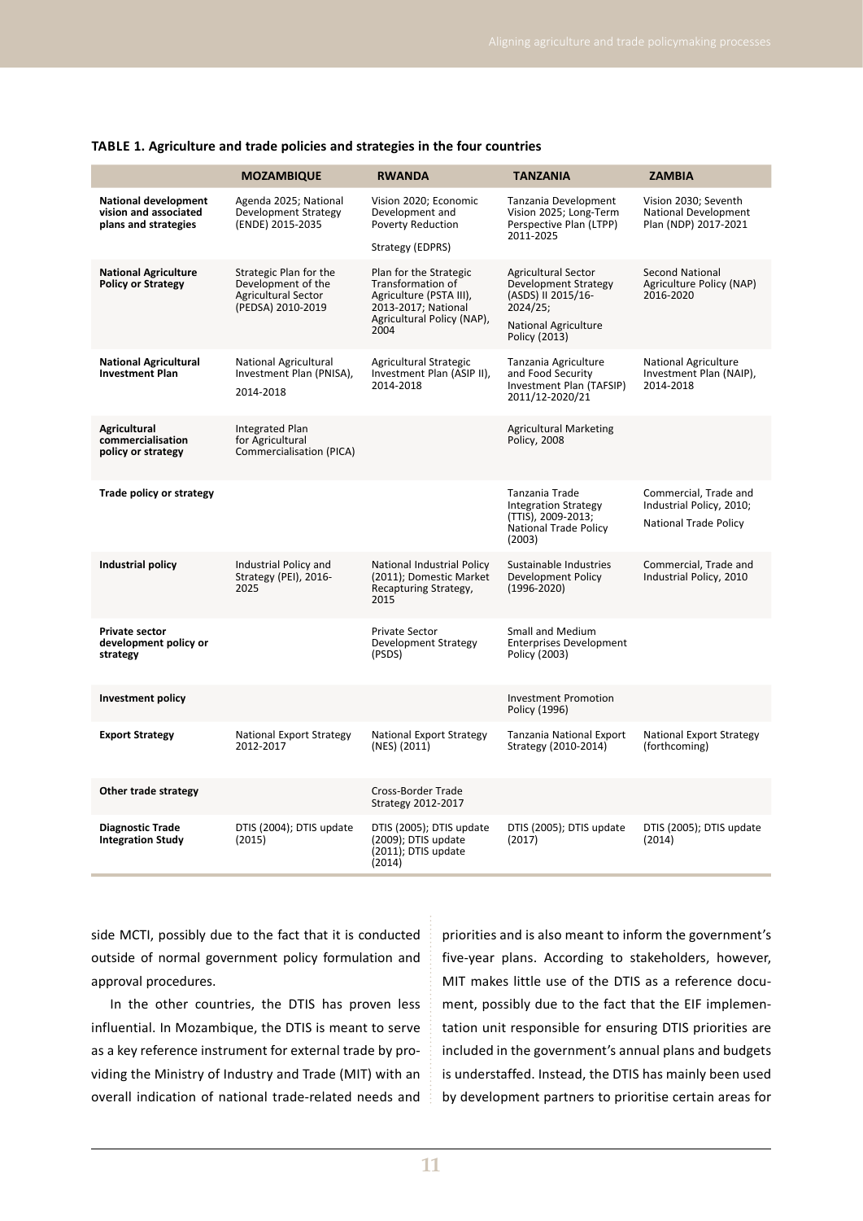**TABLE 1. Agriculture and trade policies and strategies in the four countries**

| | MOZAMBIQUE | RWANDA | TANZANIA | ZAMBIA |
|---|---|---|---|---|
| **National development vision and associated plans and strategies** | Agenda 2025; National Development Strategy (ENDE) 2015-2035 | Vision 2020; Economic Development and Poverty Reduction Strategy (EDPRS) | Tanzania Development Vision 2025; Long-Term Perspective Plan (LTPP) 2011-2025 | Vision 2030; Seventh National Development Plan (NDP) 2017-2021 |
| **National Agriculture Policy or Strategy** | Strategic Plan for the Development of the Agricultural Sector (PEDSA) 2010-2019 | Plan for the Strategic Transformation of Agriculture (PSTA III), 2013-2017; National Agricultural Policy (NAP), 2004 | Agricultural Sector Development Strategy (ASDS) II 2015/16-2024/25; National Agriculture Policy (2013) | Second National Agriculture Policy (NAP) 2016-2020 |
| **National Agricultural Investment Plan** | National Agricultural Investment Plan (PNISA), 2014-2018 | Agricultural Strategic Investment Plan (ASIP II), 2014-2018 | Tanzania Agriculture and Food Security Investment Plan (TAFSIP) 2011/12-2020/21 | National Agriculture Investment Plan (NAIP), 2014-2018 |
| **Agricultural commercialisation policy or strategy** | Integrated Plan for Agricultural Commercialisation (PICA) | | Agricultural Marketing Policy, 2008 | |
| **Trade policy or strategy** | | | Tanzania Trade Integration Strategy (TTIS), 2009-2013; National Trade Policy (2003) | Commercial, Trade and Industrial Policy, 2010; National Trade Policy |
| **Industrial policy** | Industrial Policy and Strategy (PEI), 2016-2025 | National Industrial Policy (2011); Domestic Market Recapturing Strategy, 2015 | Sustainable Industries Development Policy (1996-2020) | Commercial, Trade and Industrial Policy, 2010 |
| **Private sector development policy or strategy** | | Private Sector Development Strategy (PSDS) | Small and Medium Enterprises Development Policy (2003) | |
| **Investment policy** | | | Investment Promotion Policy (1996) | |
| **Export Strategy** | National Export Strategy 2012-2017 | National Export Strategy (NES) (2011) | Tanzania National Export Strategy (2010-2014) | National Export Strategy (forthcoming) |
| **Other trade strategy** | | Cross-Border Trade Strategy 2012-2017 | | |
| **Diagnostic Trade Integration Study** | DTIS (2004); DTIS update (2015) | DTIS (2005); DTIS update (2009); DTIS update (2011); DTIS update (2014) | DTIS (2005); DTIS update (2017) | DTIS (2005); DTIS update (2014) |

side MCTI, possibly due to the fact that it is conducted outside of normal government policy formulation and approval procedures.

In the other countries, the DTIS has proven less influential. In Mozambique, the DTIS is meant to serve as a key reference instrument for external trade by providing the Ministry of Industry and Trade (MIT) with an overall indication of national trade-related needs and priorities and is also meant to inform the government's five-year plans. According to stakeholders, however, MIT makes little use of the DTIS as a reference document, possibly due to the fact that the EIF implementation unit responsible for ensuring DTIS priorities are included in the government's annual plans and budgets is understaffed. Instead, the DTIS has mainly been used by development partners to prioritise certain areas for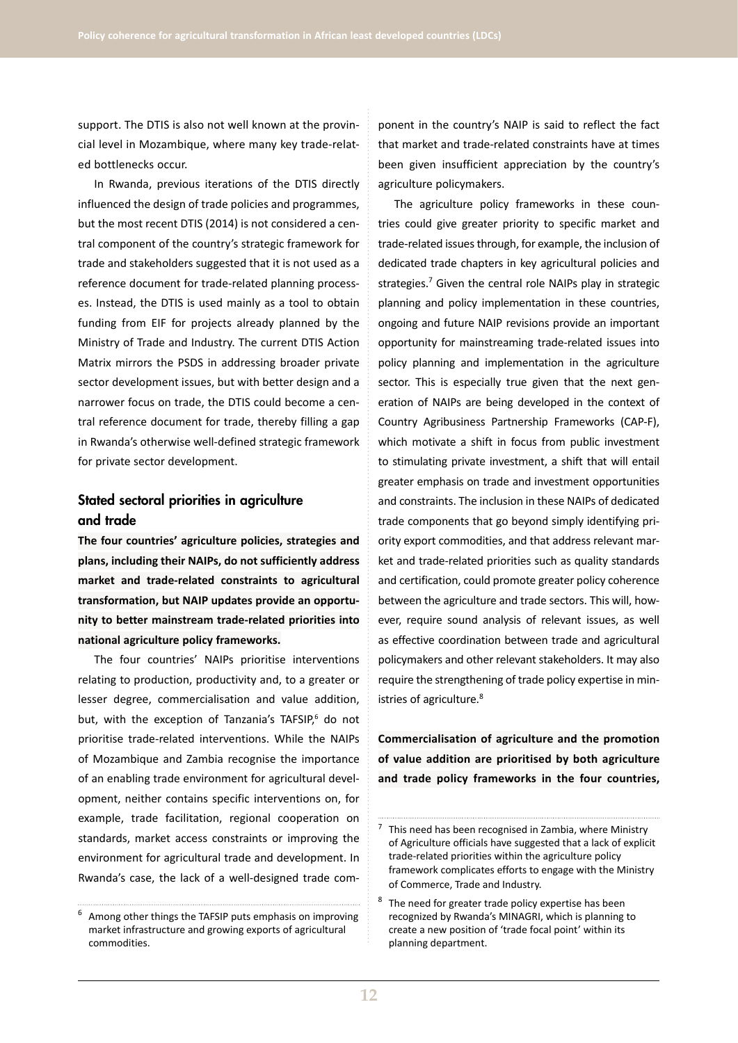support. The DTIS is also not well known at the provincial level in Mozambique, where many key trade-related bottlenecks occur.

In Rwanda, previous iterations of the DTIS directly influenced the design of trade policies and programmes, but the most recent DTIS (2014) is not considered a central component of the country's strategic framework for trade and stakeholders suggested that it is not used as a reference document for trade-related planning processes. Instead, the DTIS is used mainly as a tool to obtain funding from EIF for projects already planned by the Ministry of Trade and Industry. The current DTIS Action Matrix mirrors the PSDS in addressing broader private sector development issues, but with better design and a narrower focus on trade, the DTIS could become a central reference document for trade, thereby filling a gap in Rwanda's otherwise well-defined strategic framework for private sector development.

## Stated sectoral priorities in agriculture and trade

**The four countries' agriculture policies, strategies and plans, including their NAIPs, do not sufficiently address market and trade-related constraints to agricultural transformation, but NAIP updates provide an opportunity to better mainstream trade-related priorities into national agriculture policy frameworks.**

The four countries' NAIPs prioritise interventions relating to production, productivity and, to a greater or lesser degree, commercialisation and value addition, but, with the exception of Tanzania's TAFSIP,[6] do not prioritise trade-related interventions. While the NAIPs of Mozambique and Zambia recognise the importance of an enabling trade environment for agricultural development, neither contains specific interventions on, for example, trade facilitation, regional cooperation on standards, market access constraints or improving the environment for agricultural trade and development. In Rwanda's case, the lack of a well-designed trade component in the country's NAIP is said to reflect the fact that market and trade-related constraints have at times been given insufficient appreciation by the country's agriculture policymakers.

The agriculture policy frameworks in these countries could give greater priority to specific market and trade-related issues through, for example, the inclusion of dedicated trade chapters in key agricultural policies and strategies.[7] Given the central role NAIPs play in strategic planning and policy implementation in these countries, ongoing and future NAIP revisions provide an important opportunity for mainstreaming trade-related issues into policy planning and implementation in the agriculture sector. This is especially true given that the next generation of NAIPs are being developed in the context of Country Agribusiness Partnership Frameworks (CAP-F), which motivate a shift in focus from public investment to stimulating private investment, a shift that will entail greater emphasis on trade and investment opportunities and constraints. The inclusion in these NAIPs of dedicated trade components that go beyond simply identifying priority export commodities, and that address relevant market and trade-related priorities such as quality standards and certification, could promote greater policy coherence between the agriculture and trade sectors. This will, however, require sound analysis of relevant issues, as well as effective coordination between trade and agricultural policymakers and other relevant stakeholders. It may also require the strengthening of trade policy expertise in ministries of agriculture.[8]

**Commercialisation of agriculture and the promotion of value addition are prioritised by both agriculture and trade policy frameworks in the four countries,**

---

[6] Among other things the TAFSIP puts emphasis on improving market infrastructure and growing exports of agricultural commodities.

[7] This need has been recognised in Zambia, where Ministry of Agriculture officials have suggested that a lack of explicit trade-related priorities within the agriculture policy framework complicates efforts to engage with the Ministry of Commerce, Trade and Industry.

[8] The need for greater trade policy expertise has been recognized by Rwanda's MINAGRI, which is planning to create a new position of 'trade focal point' within its planning department.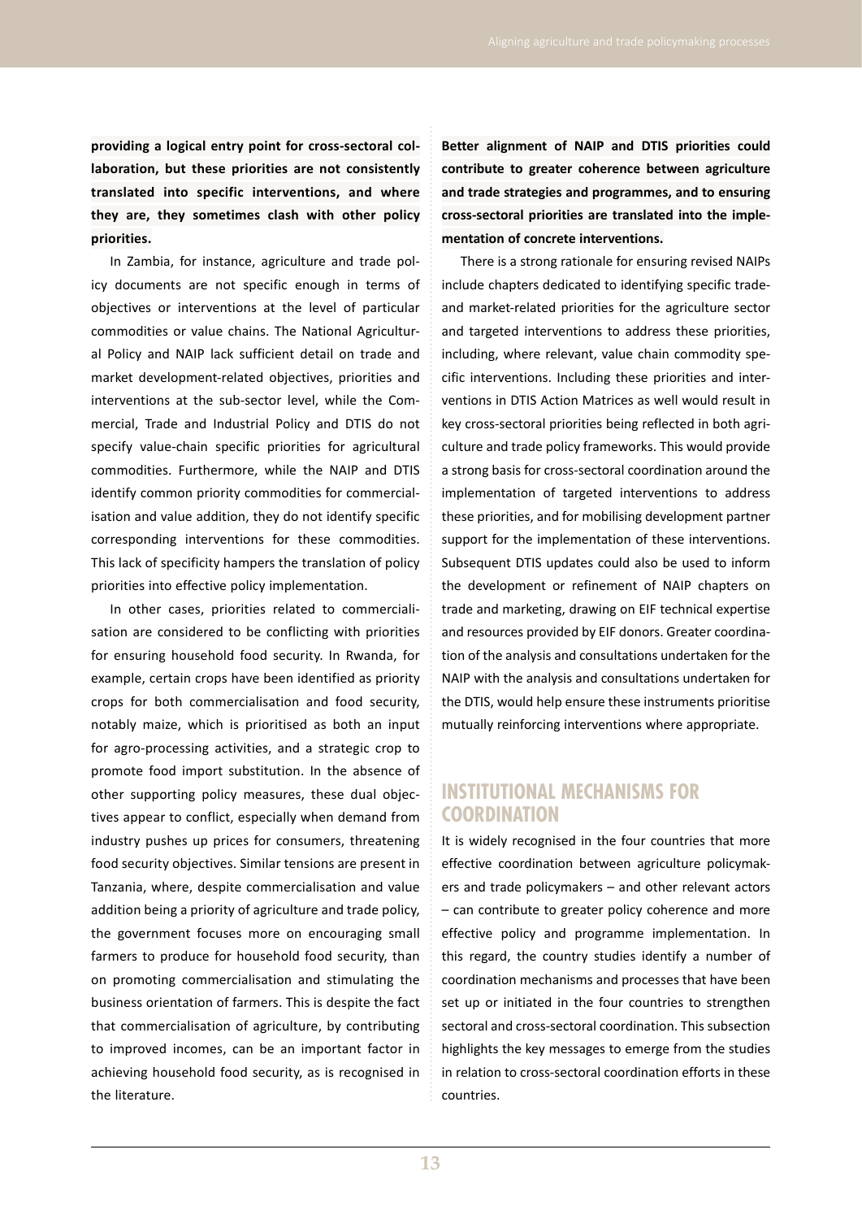**providing a logical entry point for cross-sectoral collaboration, but these priorities are not consistently translated into specific interventions, and where they are, they sometimes clash with other policy priorities.**

In Zambia, for instance, agriculture and trade policy documents are not specific enough in terms of objectives or interventions at the level of particular commodities or value chains. The National Agricultural Policy and NAIP lack sufficient detail on trade and market development-related objectives, priorities and interventions at the sub-sector level, while the Commercial, Trade and Industrial Policy and DTIS do not specify value-chain specific priorities for agricultural commodities. Furthermore, while the NAIP and DTIS identify common priority commodities for commercialisation and value addition, they do not identify specific corresponding interventions for these commodities. This lack of specificity hampers the translation of policy priorities into effective policy implementation.

In other cases, priorities related to commercialisation are considered to be conflicting with priorities for ensuring household food security. In Rwanda, for example, certain crops have been identified as priority crops for both commercialisation and food security, notably maize, which is prioritised as both an input for agro-processing activities, and a strategic crop to promote food import substitution. In the absence of other supporting policy measures, these dual objectives appear to conflict, especially when demand from industry pushes up prices for consumers, threatening food security objectives. Similar tensions are present in Tanzania, where, despite commercialisation and value addition being a priority of agriculture and trade policy, the government focuses more on encouraging small farmers to produce for household food security, than on promoting commercialisation and stimulating the business orientation of farmers. This is despite the fact that commercialisation of agriculture, by contributing to improved incomes, can be an important factor in achieving household food security, as is recognised in the literature.

**Better alignment of NAIP and DTIS priorities could contribute to greater coherence between agriculture and trade strategies and programmes, and to ensuring cross-sectoral priorities are translated into the implementation of concrete interventions.**

There is a strong rationale for ensuring revised NAIPs include chapters dedicated to identifying specific trade- and market-related priorities for the agriculture sector and targeted interventions to address these priorities, including, where relevant, value chain commodity specific interventions. Including these priorities and interventions in DTIS Action Matrices as well would result in key cross-sectoral priorities being reflected in both agriculture and trade policy frameworks. This would provide a strong basis for cross-sectoral coordination around the implementation of targeted interventions to address these priorities, and for mobilising development partner support for the implementation of these interventions. Subsequent DTIS updates could also be used to inform the development or refinement of NAIP chapters on trade and marketing, drawing on EIF technical expertise and resources provided by EIF donors. Greater coordination of the analysis and consultations undertaken for the NAIP with the analysis and consultations undertaken for the DTIS, would help ensure these instruments prioritise mutually reinforcing interventions where appropriate.

## INSTITUTIONAL MECHANISMS FOR COORDINATION

It is widely recognised in the four countries that more effective coordination between agriculture policymakers and trade policymakers – and other relevant actors – can contribute to greater policy coherence and more effective policy and programme implementation. In this regard, the country studies identify a number of coordination mechanisms and processes that have been set up or initiated in the four countries to strengthen sectoral and cross-sectoral coordination. This subsection highlights the key messages to emerge from the studies in relation to cross-sectoral coordination efforts in these countries.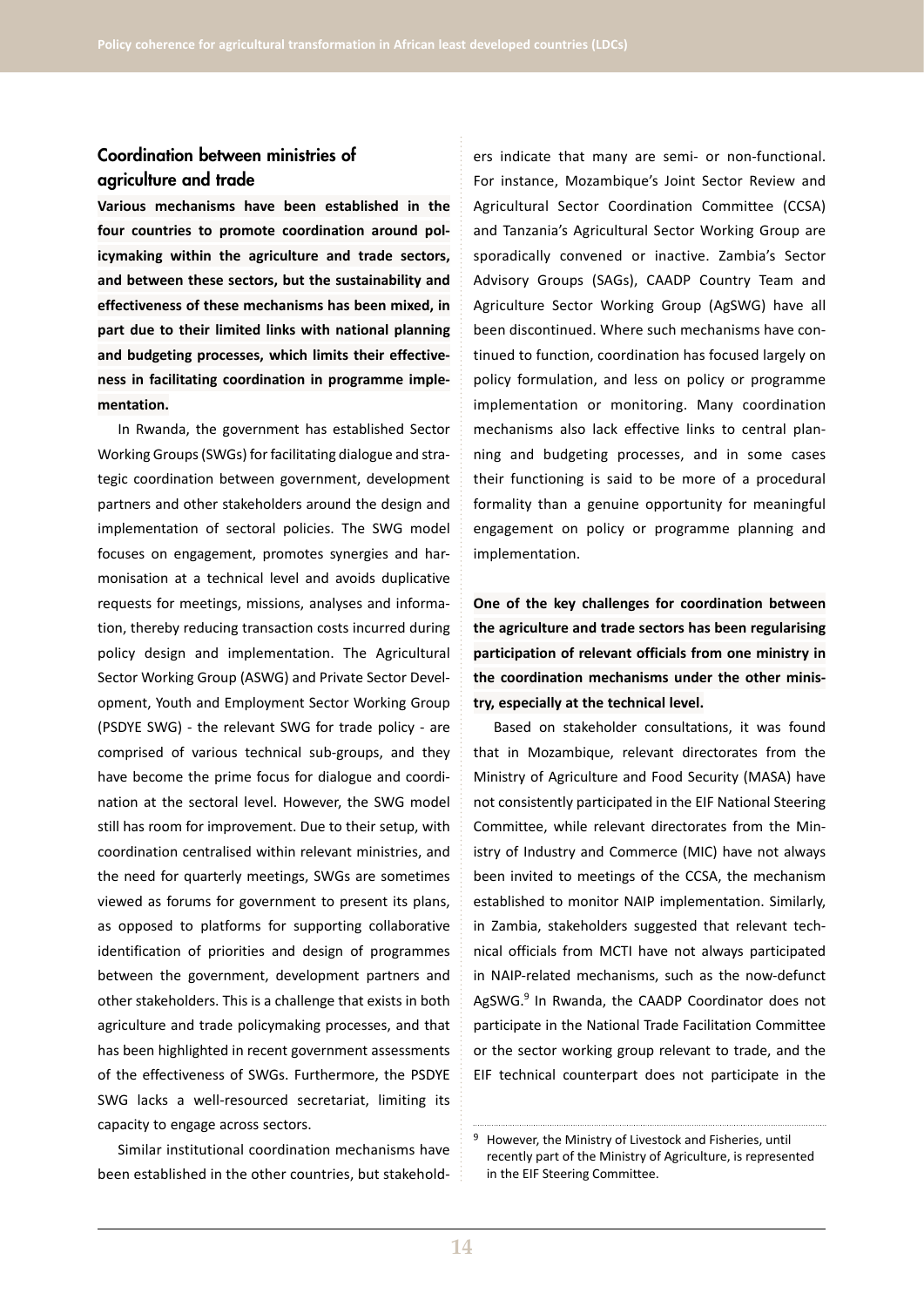## Coordination between ministries of agriculture and trade

**Various mechanisms have been established in the four countries to promote coordination around policymaking within the agriculture and trade sectors, and between these sectors, but the sustainability and effectiveness of these mechanisms has been mixed, in part due to their limited links with national planning and budgeting processes, which limits their effectiveness in facilitating coordination in programme implementation.**

In Rwanda, the government has established Sector Working Groups (SWGs) for facilitating dialogue and strategic coordination between government, development partners and other stakeholders around the design and implementation of sectoral policies. The SWG model focuses on engagement, promotes synergies and harmonisation at a technical level and avoids duplicative requests for meetings, missions, analyses and information, thereby reducing transaction costs incurred during policy design and implementation. The Agricultural Sector Working Group (ASWG) and Private Sector Development, Youth and Employment Sector Working Group (PSDYE SWG) - the relevant SWG for trade policy - are comprised of various technical sub-groups, and they have become the prime focus for dialogue and coordination at the sectoral level. However, the SWG model still has room for improvement. Due to their setup, with coordination centralised within relevant ministries, and the need for quarterly meetings, SWGs are sometimes viewed as forums for government to present its plans, as opposed to platforms for supporting collaborative identification of priorities and design of programmes between the government, development partners and other stakeholders. This is a challenge that exists in both agriculture and trade policymaking processes, and that has been highlighted in recent government assessments of the effectiveness of SWGs. Furthermore, the PSDYE SWG lacks a well-resourced secretariat, limiting its capacity to engage across sectors.

Similar institutional coordination mechanisms have been established in the other countries, but stakeholders indicate that many are semi- or non-functional. For instance, Mozambique's Joint Sector Review and Agricultural Sector Coordination Committee (CCSA) and Tanzania's Agricultural Sector Working Group are sporadically convened or inactive. Zambia's Sector Advisory Groups (SAGs), CAADP Country Team and Agriculture Sector Working Group (AgSWG) have all been discontinued. Where such mechanisms have continued to function, coordination has focused largely on policy formulation, and less on policy or programme implementation or monitoring. Many coordination mechanisms also lack effective links to central planning and budgeting processes, and in some cases their functioning is said to be more of a procedural formality than a genuine opportunity for meaningful engagement on policy or programme planning and implementation.

**One of the key challenges for coordination between the agriculture and trade sectors has been regularising participation of relevant officials from one ministry in the coordination mechanisms under the other ministry, especially at the technical level.**

Based on stakeholder consultations, it was found that in Mozambique, relevant directorates from the Ministry of Agriculture and Food Security (MASA) have not consistently participated in the EIF National Steering Committee, while relevant directorates from the Ministry of Industry and Commerce (MIC) have not always been invited to meetings of the CCSA, the mechanism established to monitor NAIP implementation. Similarly, in Zambia, stakeholders suggested that relevant technical officials from MCTI have not always participated in NAIP-related mechanisms, such as the now-defunct AgSWG.[9] In Rwanda, the CAADP Coordinator does not participate in the National Trade Facilitation Committee or the sector working group relevant to trade, and the EIF technical counterpart does not participate in the

[9] However, the Ministry of Livestock and Fisheries, until recently part of the Ministry of Agriculture, is represented in the EIF Steering Committee.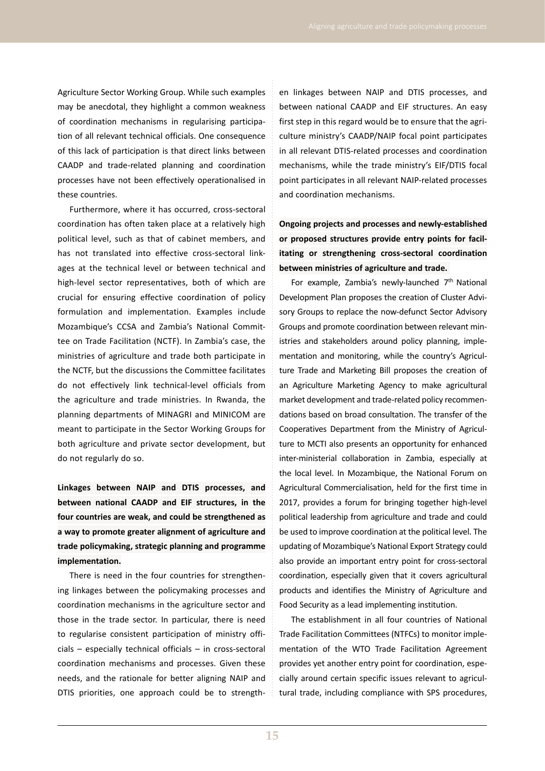Agriculture Sector Working Group. While such examples may be anecdotal, they highlight a common weakness of coordination mechanisms in regularising participation of all relevant technical officials. One consequence of this lack of participation is that direct links between CAADP and trade-related planning and coordination processes have not been effectively operationalised in these countries.

Furthermore, where it has occurred, cross-sectoral coordination has often taken place at a relatively high political level, such as that of cabinet members, and has not translated into effective cross-sectoral linkages at the technical level or between technical and high-level sector representatives, both of which are crucial for ensuring effective coordination of policy formulation and implementation. Examples include Mozambique's CCSA and Zambia's National Committee on Trade Facilitation (NCTF). In Zambia's case, the ministries of agriculture and trade both participate in the NCTF, but the discussions the Committee facilitates do not effectively link technical-level officials from the agriculture and trade ministries. In Rwanda, the planning departments of MINAGRI and MINICOM are meant to participate in the Sector Working Groups for both agriculture and private sector development, but do not regularly do so.

**Linkages between NAIP and DTIS processes, and between national CAADP and EIF structures, in the four countries are weak, and could be strengthened as a way to promote greater alignment of agriculture and trade policymaking, strategic planning and programme implementation.**

There is need in the four countries for strengthening linkages between the policymaking processes and coordination mechanisms in the agriculture sector and those in the trade sector. In particular, there is need to regularise consistent participation of ministry officials – especially technical officials – in cross-sectoral coordination mechanisms and processes. Given these needs, and the rationale for better aligning NAIP and DTIS priorities, one approach could be to strengthen linkages between NAIP and DTIS processes, and between national CAADP and EIF structures. An easy first step in this regard would be to ensure that the agriculture ministry's CAADP/NAIP focal point participates in all relevant DTIS-related processes and coordination mechanisms, while the trade ministry's EIF/DTIS focal point participates in all relevant NAIP-related processes and coordination mechanisms.

**Ongoing projects and processes and newly-established or proposed structures provide entry points for facilitating or strengthening cross-sectoral coordination between ministries of agriculture and trade.**

For example, Zambia's newly-launched 7th National Development Plan proposes the creation of Cluster Advisory Groups to replace the now-defunct Sector Advisory Groups and promote coordination between relevant ministries and stakeholders around policy planning, implementation and monitoring, while the country's Agriculture Trade and Marketing Bill proposes the creation of an Agriculture Marketing Agency to make agricultural market development and trade-related policy recommendations based on broad consultation. The transfer of the Cooperatives Department from the Ministry of Agriculture to MCTI also presents an opportunity for enhanced inter-ministerial collaboration in Zambia, especially at the local level. In Mozambique, the National Forum on Agricultural Commercialisation, held for the first time in 2017, provides a forum for bringing together high-level political leadership from agriculture and trade and could be used to improve coordination at the political level. The updating of Mozambique's National Export Strategy could also provide an important entry point for cross-sectoral coordination, especially given that it covers agricultural products and identifies the Ministry of Agriculture and Food Security as a lead implementing institution.

The establishment in all four countries of National Trade Facilitation Committees (NTFCs) to monitor implementation of the WTO Trade Facilitation Agreement provides yet another entry point for coordination, especially around certain specific issues relevant to agricultural trade, including compliance with SPS procedures,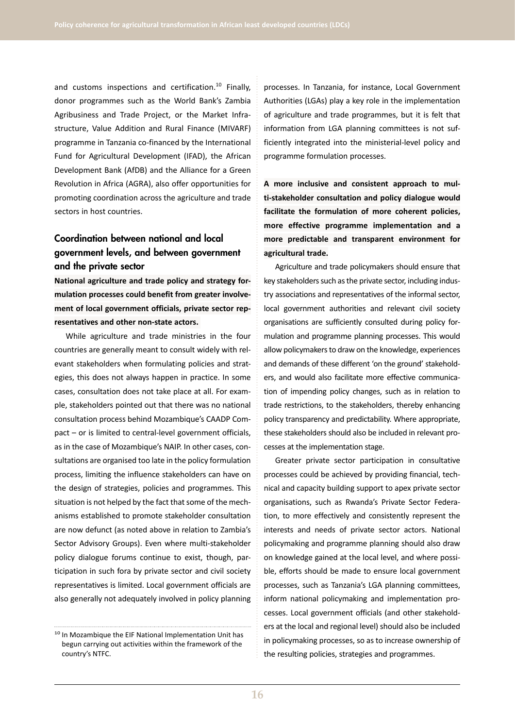and customs inspections and certification.[10] Finally, donor programmes such as the World Bank's Zambia Agribusiness and Trade Project, or the Market Infrastructure, Value Addition and Rural Finance (MIVARF) programme in Tanzania co-financed by the International Fund for Agricultural Development (IFAD), the African Development Bank (AfDB) and the Alliance for a Green Revolution in Africa (AGRA), also offer opportunities for promoting coordination across the agriculture and trade sectors in host countries.

## Coordination between national and local government levels, and between government and the private sector

**National agriculture and trade policy and strategy formulation processes could benefit from greater involvement of local government officials, private sector representatives and other non-state actors.**

While agriculture and trade ministries in the four countries are generally meant to consult widely with relevant stakeholders when formulating policies and strategies, this does not always happen in practice. In some cases, consultation does not take place at all. For example, stakeholders pointed out that there was no national consultation process behind Mozambique's CAADP Compact – or is limited to central-level government officials, as in the case of Mozambique's NAIP. In other cases, consultations are organised too late in the policy formulation process, limiting the influence stakeholders can have on the design of strategies, policies and programmes. This situation is not helped by the fact that some of the mechanisms established to promote stakeholder consultation are now defunct (as noted above in relation to Zambia's Sector Advisory Groups). Even where multi-stakeholder policy dialogue forums continue to exist, though, participation in such fora by private sector and civil society representatives is limited. Local government officials are also generally not adequately involved in policy planning processes. In Tanzania, for instance, Local Government Authorities (LGAs) play a key role in the implementation of agriculture and trade programmes, but it is felt that information from LGA planning committees is not sufficiently integrated into the ministerial-level policy and programme formulation processes.

**A more inclusive and consistent approach to multi-stakeholder consultation and policy dialogue would facilitate the formulation of more coherent policies, more effective programme implementation and a more predictable and transparent environment for agricultural trade.**

Agriculture and trade policymakers should ensure that key stakeholders such as the private sector, including industry associations and representatives of the informal sector, local government authorities and relevant civil society organisations are sufficiently consulted during policy formulation and programme planning processes. This would allow policymakers to draw on the knowledge, experiences and demands of these different 'on the ground' stakeholders, and would also facilitate more effective communication of impending policy changes, such as in relation to trade restrictions, to the stakeholders, thereby enhancing policy transparency and predictability. Where appropriate, these stakeholders should also be included in relevant processes at the implementation stage.

Greater private sector participation in consultative processes could be achieved by providing financial, technical and capacity building support to apex private sector organisations, such as Rwanda's Private Sector Federation, to more effectively and consistently represent the interests and needs of private sector actors. National policymaking and programme planning should also draw on knowledge gained at the local level, and where possible, efforts should be made to ensure local government processes, such as Tanzania's LGA planning committees, inform national policymaking and implementation processes. Local government officials (and other stakeholders at the local and regional level) should also be included in policymaking processes, so as to increase ownership of the resulting policies, strategies and programmes.

---

[10] In Mozambique the EIF National Implementation Unit has begun carrying out activities within the framework of the country's NTFC.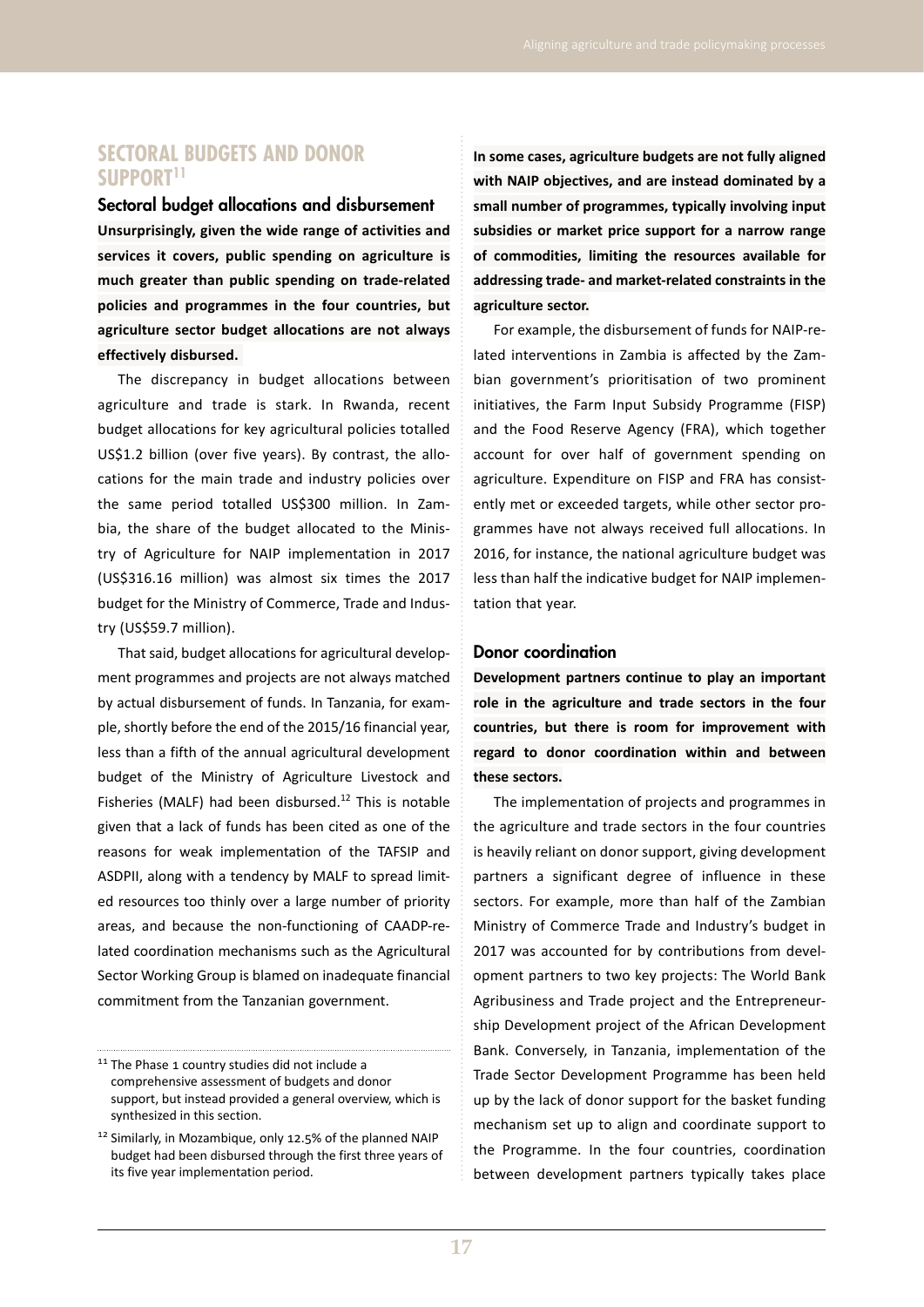## SECTORAL BUDGETS AND DONOR SUPPORT[11]

### Sectoral budget allocations and disbursement

**Unsurprisingly, given the wide range of activities and services it covers, public spending on agriculture is much greater than public spending on trade-related policies and programmes in the four countries, but agriculture sector budget allocations are not always effectively disbursed.**

The discrepancy in budget allocations between agriculture and trade is stark. In Rwanda, recent budget allocations for key agricultural policies totalled US$1.2 billion (over five years). By contrast, the allocations for the main trade and industry policies over the same period totalled US$300 million. In Zambia, the share of the budget allocated to the Ministry of Agriculture for NAIP implementation in 2017 (US$316.16 million) was almost six times the 2017 budget for the Ministry of Commerce, Trade and Industry (US$59.7 million).

That said, budget allocations for agricultural development programmes and projects are not always matched by actual disbursement of funds. In Tanzania, for example, shortly before the end of the 2015/16 financial year, less than a fifth of the annual agricultural development budget of the Ministry of Agriculture Livestock and Fisheries (MALF) had been disbursed.[12] This is notable given that a lack of funds has been cited as one of the reasons for weak implementation of the TAFSIP and ASDPII, along with a tendency by MALF to spread limited resources too thinly over a large number of priority areas, and because the non-functioning of CAADP-related coordination mechanisms such as the Agricultural Sector Working Group is blamed on inadequate financial commitment from the Tanzanian government.

**In some cases, agriculture budgets are not fully aligned with NAIP objectives, and are instead dominated by a small number of programmes, typically involving input subsidies or market price support for a narrow range of commodities, limiting the resources available for addressing trade- and market-related constraints in the agriculture sector.**

For example, the disbursement of funds for NAIP-related interventions in Zambia is affected by the Zambian government's prioritisation of two prominent initiatives, the Farm Input Subsidy Programme (FISP) and the Food Reserve Agency (FRA), which together account for over half of government spending on agriculture. Expenditure on FISP and FRA has consistently met or exceeded targets, while other sector programmes have not always received full allocations. In 2016, for instance, the national agriculture budget was less than half the indicative budget for NAIP implementation that year.

### Donor coordination

**Development partners continue to play an important role in the agriculture and trade sectors in the four countries, but there is room for improvement with regard to donor coordination within and between these sectors.**

The implementation of projects and programmes in the agriculture and trade sectors in the four countries is heavily reliant on donor support, giving development partners a significant degree of influence in these sectors. For example, more than half of the Zambian Ministry of Commerce Trade and Industry's budget in 2017 was accounted for by contributions from development partners to two key projects: The World Bank Agribusiness and Trade project and the Entrepreneurship Development project of the African Development Bank. Conversely, in Tanzania, implementation of the Trade Sector Development Programme has been held up by the lack of donor support for the basket funding mechanism set up to align and coordinate support to the Programme. In the four countries, coordination between development partners typically takes place

---

[11] The Phase 1 country studies did not include a comprehensive assessment of budgets and donor support, but instead provided a general overview, which is synthesized in this section.

[12] Similarly, in Mozambique, only 12.5% of the planned NAIP budget had been disbursed through the first three years of its five year implementation period.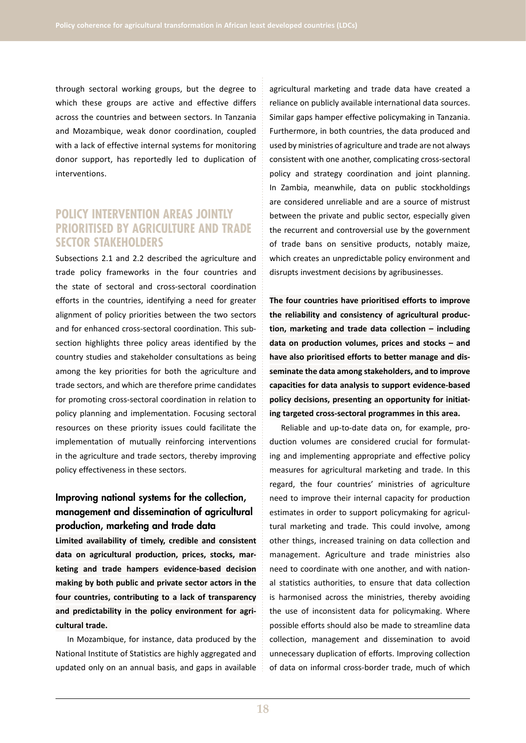through sectoral working groups, but the degree to which these groups are active and effective differs across the countries and between sectors. In Tanzania and Mozambique, weak donor coordination, coupled with a lack of effective internal systems for monitoring donor support, has reportedly led to duplication of interventions.

## POLICY INTERVENTION AREAS JOINTLY PRIORITISED BY AGRICULTURE AND TRADE SECTOR STAKEHOLDERS

Subsections 2.1 and 2.2 described the agriculture and trade policy frameworks in the four countries and the state of sectoral and cross-sectoral coordination efforts in the countries, identifying a need for greater alignment of policy priorities between the two sectors and for enhanced cross-sectoral coordination. This subsection highlights three policy areas identified by the country studies and stakeholder consultations as being among the key priorities for both the agriculture and trade sectors, and which are therefore prime candidates for promoting cross-sectoral coordination in relation to policy planning and implementation. Focusing sectoral resources on these priority issues could facilitate the implementation of mutually reinforcing interventions in the agriculture and trade sectors, thereby improving policy effectiveness in these sectors.

### Improving national systems for the collection, management and dissemination of agricultural production, marketing and trade data

**Limited availability of timely, credible and consistent data on agricultural production, prices, stocks, marketing and trade hampers evidence-based decision making by both public and private sector actors in the four countries, contributing to a lack of transparency and predictability in the policy environment for agricultural trade.**

In Mozambique, for instance, data produced by the National Institute of Statistics are highly aggregated and updated only on an annual basis, and gaps in available agricultural marketing and trade data have created a reliance on publicly available international data sources. Similar gaps hamper effective policymaking in Tanzania. Furthermore, in both countries, the data produced and used by ministries of agriculture and trade are not always consistent with one another, complicating cross-sectoral policy and strategy coordination and joint planning. In Zambia, meanwhile, data on public stockholdings are considered unreliable and are a source of mistrust between the private and public sector, especially given the recurrent and controversial use by the government of trade bans on sensitive products, notably maize, which creates an unpredictable policy environment and disrupts investment decisions by agribusinesses.

**The four countries have prioritised efforts to improve the reliability and consistency of agricultural production, marketing and trade data collection – including data on production volumes, prices and stocks – and have also prioritised efforts to better manage and disseminate the data among stakeholders, and to improve capacities for data analysis to support evidence-based policy decisions, presenting an opportunity for initiating targeted cross-sectoral programmes in this area.**

Reliable and up-to-date data on, for example, production volumes are considered crucial for formulating and implementing appropriate and effective policy measures for agricultural marketing and trade. In this regard, the four countries' ministries of agriculture need to improve their internal capacity for production estimates in order to support policymaking for agricultural marketing and trade. This could involve, among other things, increased training on data collection and management. Agriculture and trade ministries also need to coordinate with one another, and with national statistics authorities, to ensure that data collection is harmonised across the ministries, thereby avoiding the use of inconsistent data for policymaking. Where possible efforts should also be made to streamline data collection, management and dissemination to avoid unnecessary duplication of efforts. Improving collection of data on informal cross-border trade, much of which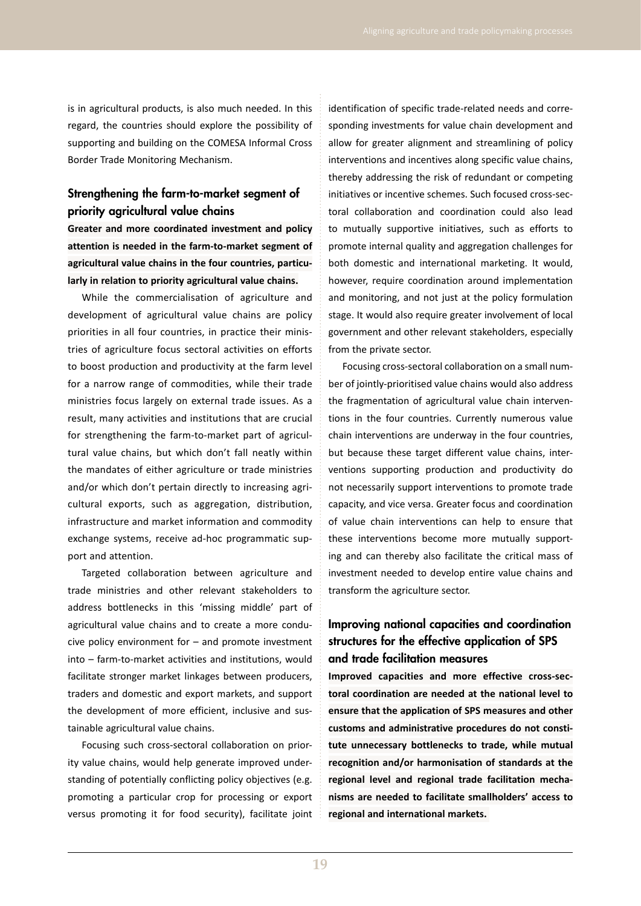is in agricultural products, is also much needed. In this regard, the countries should explore the possibility of supporting and building on the COMESA Informal Cross Border Trade Monitoring Mechanism.

## Strengthening the farm-to-market segment of priority agricultural value chains

**Greater and more coordinated investment and policy attention is needed in the farm-to-market segment of agricultural value chains in the four countries, particularly in relation to priority agricultural value chains.**

While the commercialisation of agriculture and development of agricultural value chains are policy priorities in all four countries, in practice their ministries of agriculture focus sectoral activities on efforts to boost production and productivity at the farm level for a narrow range of commodities, while their trade ministries focus largely on external trade issues. As a result, many activities and institutions that are crucial for strengthening the farm-to-market part of agricultural value chains, but which don't fall neatly within the mandates of either agriculture or trade ministries and/or which don't pertain directly to increasing agricultural exports, such as aggregation, distribution, infrastructure and market information and commodity exchange systems, receive ad-hoc programmatic support and attention.

Targeted collaboration between agriculture and trade ministries and other relevant stakeholders to address bottlenecks in this 'missing middle' part of agricultural value chains and to create a more conducive policy environment for – and promote investment into – farm-to-market activities and institutions, would facilitate stronger market linkages between producers, traders and domestic and export markets, and support the development of more efficient, inclusive and sustainable agricultural value chains.

Focusing such cross-sectoral collaboration on priority value chains, would help generate improved understanding of potentially conflicting policy objectives (e.g. promoting a particular crop for processing or export versus promoting it for food security), facilitate joint identification of specific trade-related needs and corresponding investments for value chain development and allow for greater alignment and streamlining of policy interventions and incentives along specific value chains, thereby addressing the risk of redundant or competing initiatives or incentive schemes. Such focused cross-sectoral collaboration and coordination could also lead to mutually supportive initiatives, such as efforts to promote internal quality and aggregation challenges for both domestic and international marketing. It would, however, require coordination around implementation and monitoring, and not just at the policy formulation stage. It would also require greater involvement of local government and other relevant stakeholders, especially from the private sector.

Focusing cross-sectoral collaboration on a small number of jointly-prioritised value chains would also address the fragmentation of agricultural value chain interventions in the four countries. Currently numerous value chain interventions are underway in the four countries, but because these target different value chains, interventions supporting production and productivity do not necessarily support interventions to promote trade capacity, and vice versa. Greater focus and coordination of value chain interventions can help to ensure that these interventions become more mutually supporting and can thereby also facilitate the critical mass of investment needed to develop entire value chains and transform the agriculture sector.

## Improving national capacities and coordination structures for the effective application of SPS and trade facilitation measures

**Improved capacities and more effective cross-sectoral coordination are needed at the national level to ensure that the application of SPS measures and other customs and administrative procedures do not constitute unnecessary bottlenecks to trade, while mutual recognition and/or harmonisation of standards at the regional level and regional trade facilitation mechanisms are needed to facilitate smallholders' access to regional and international markets.**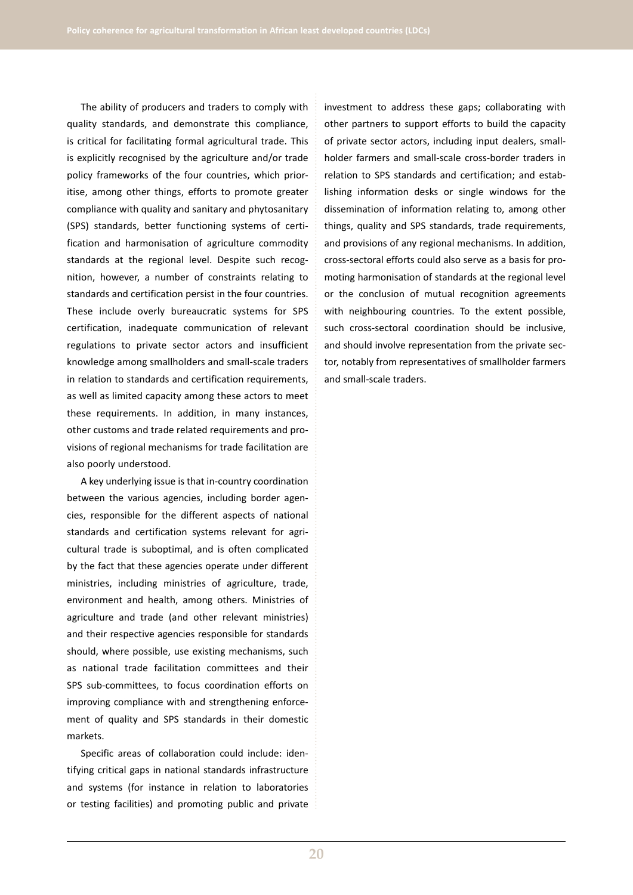The ability of producers and traders to comply with quality standards, and demonstrate this compliance, is critical for facilitating formal agricultural trade. This is explicitly recognised by the agriculture and/or trade policy frameworks of the four countries, which prioritise, among other things, efforts to promote greater compliance with quality and sanitary and phytosanitary (SPS) standards, better functioning systems of certification and harmonisation of agriculture commodity standards at the regional level. Despite such recognition, however, a number of constraints relating to standards and certification persist in the four countries. These include overly bureaucratic systems for SPS certification, inadequate communication of relevant regulations to private sector actors and insufficient knowledge among smallholders and small-scale traders in relation to standards and certification requirements, as well as limited capacity among these actors to meet these requirements. In addition, in many instances, other customs and trade related requirements and provisions of regional mechanisms for trade facilitation are also poorly understood.

A key underlying issue is that in-country coordination between the various agencies, including border agencies, responsible for the different aspects of national standards and certification systems relevant for agricultural trade is suboptimal, and is often complicated by the fact that these agencies operate under different ministries, including ministries of agriculture, trade, environment and health, among others. Ministries of agriculture and trade (and other relevant ministries) and their respective agencies responsible for standards should, where possible, use existing mechanisms, such as national trade facilitation committees and their SPS sub-committees, to focus coordination efforts on improving compliance with and strengthening enforcement of quality and SPS standards in their domestic markets.

Specific areas of collaboration could include: identifying critical gaps in national standards infrastructure and systems (for instance in relation to laboratories or testing facilities) and promoting public and private investment to address these gaps; collaborating with other partners to support efforts to build the capacity of private sector actors, including input dealers, smallholder farmers and small-scale cross-border traders in relation to SPS standards and certification; and establishing information desks or single windows for the dissemination of information relating to, among other things, quality and SPS standards, trade requirements, and provisions of any regional mechanisms. In addition, cross-sectoral efforts could also serve as a basis for promoting harmonisation of standards at the regional level or the conclusion of mutual recognition agreements with neighbouring countries. To the extent possible, such cross-sectoral coordination should be inclusive, and should involve representation from the private sector, notably from representatives of smallholder farmers and small-scale traders.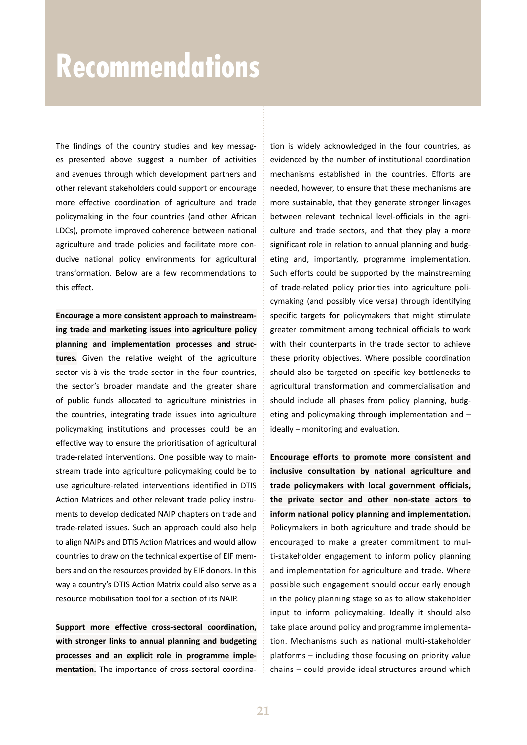# Recommendations

The findings of the country studies and key messages presented above suggest a number of activities and avenues through which development partners and other relevant stakeholders could support or encourage more effective coordination of agriculture and trade policymaking in the four countries (and other African LDCs), promote improved coherence between national agriculture and trade policies and facilitate more conducive national policy environments for agricultural transformation. Below are a few recommendations to this effect.

**Encourage a more consistent approach to mainstreaming trade and marketing issues into agriculture policy planning and implementation processes and structures.** Given the relative weight of the agriculture sector vis-à-vis the trade sector in the four countries, the sector's broader mandate and the greater share of public funds allocated to agriculture ministries in the countries, integrating trade issues into agriculture policymaking institutions and processes could be an effective way to ensure the prioritisation of agricultural trade-related interventions. One possible way to mainstream trade into agriculture policymaking could be to use agriculture-related interventions identified in DTIS Action Matrices and other relevant trade policy instruments to develop dedicated NAIP chapters on trade and trade-related issues. Such an approach could also help to align NAIPs and DTIS Action Matrices and would allow countries to draw on the technical expertise of EIF members and on the resources provided by EIF donors. In this way a country's DTIS Action Matrix could also serve as a resource mobilisation tool for a section of its NAIP.

**Support more effective cross-sectoral coordination, with stronger links to annual planning and budgeting processes and an explicit role in programme implementation.** The importance of cross-sectoral coordination is widely acknowledged in the four countries, as evidenced by the number of institutional coordination mechanisms established in the countries. Efforts are needed, however, to ensure that these mechanisms are more sustainable, that they generate stronger linkages between relevant technical level-officials in the agriculture and trade sectors, and that they play a more significant role in relation to annual planning and budgeting and, importantly, programme implementation. Such efforts could be supported by the mainstreaming of trade-related policy priorities into agriculture policymaking (and possibly vice versa) through identifying specific targets for policymakers that might stimulate greater commitment among technical officials to work with their counterparts in the trade sector to achieve these priority objectives. Where possible coordination should also be targeted on specific key bottlenecks to agricultural transformation and commercialisation and should include all phases from policy planning, budgeting and policymaking through implementation and – ideally – monitoring and evaluation.

**Encourage efforts to promote more consistent and inclusive consultation by national agriculture and trade policymakers with local government officials, the private sector and other non-state actors to inform national policy planning and implementation.** Policymakers in both agriculture and trade should be encouraged to make a greater commitment to multi-stakeholder engagement to inform policy planning and implementation for agriculture and trade. Where possible such engagement should occur early enough in the policy planning stage so as to allow stakeholder input to inform policymaking. Ideally it should also take place around policy and programme implementation. Mechanisms such as national multi-stakeholder platforms – including those focusing on priority value chains – could provide ideal structures around which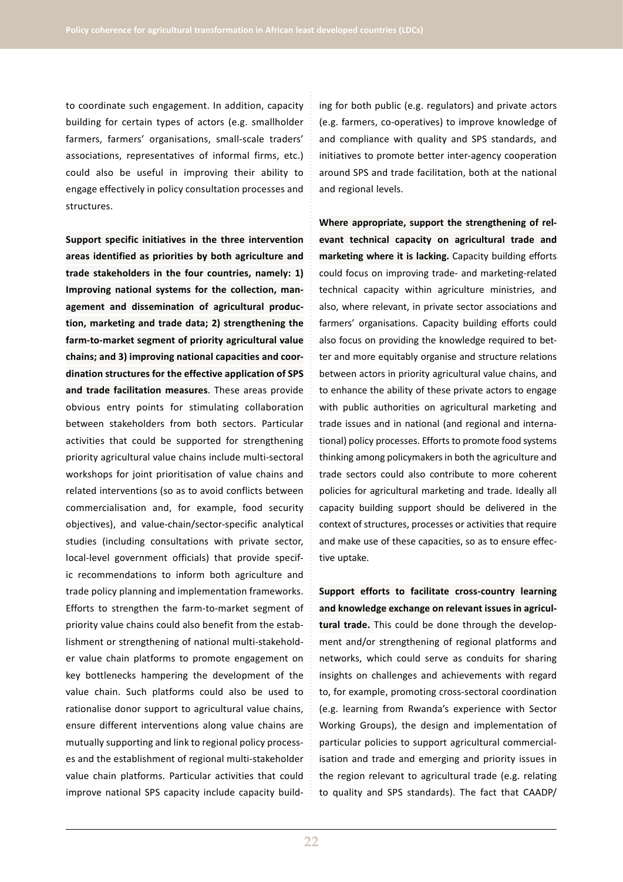to coordinate such engagement. In addition, capacity building for certain types of actors (e.g. smallholder farmers, farmers' organisations, small-scale traders' associations, representatives of informal firms, etc.) could also be useful in improving their ability to engage effectively in policy consultation processes and structures.

**Support specific initiatives in the three intervention areas identified as priorities by both agriculture and trade stakeholders in the four countries, namely: 1) Improving national systems for the collection, management and dissemination of agricultural production, marketing and trade data; 2) strengthening the farm-to-market segment of priority agricultural value chains; and 3) improving national capacities and coordination structures for the effective application of SPS and trade facilitation measures**. These areas provide obvious entry points for stimulating collaboration between stakeholders from both sectors. Particular activities that could be supported for strengthening priority agricultural value chains include multi-sectoral workshops for joint prioritisation of value chains and related interventions (so as to avoid conflicts between commercialisation and, for example, food security objectives), and value-chain/sector-specific analytical studies (including consultations with private sector, local-level government officials) that provide specific recommendations to inform both agriculture and trade policy planning and implementation frameworks. Efforts to strengthen the farm-to-market segment of priority value chains could also benefit from the establishment or strengthening of national multi-stakeholder value chain platforms to promote engagement on key bottlenecks hampering the development of the value chain. Such platforms could also be used to rationalise donor support to agricultural value chains, ensure different interventions along value chains are mutually supporting and link to regional policy processes and the establishment of regional multi-stakeholder value chain platforms. Particular activities that could improve national SPS capacity include capacity building for both public (e.g. regulators) and private actors (e.g. farmers, co-operatives) to improve knowledge of and compliance with quality and SPS standards, and initiatives to promote better inter-agency cooperation around SPS and trade facilitation, both at the national and regional levels.

**Where appropriate, support the strengthening of relevant technical capacity on agricultural trade and marketing where it is lacking.** Capacity building efforts could focus on improving trade- and marketing-related technical capacity within agriculture ministries, and also, where relevant, in private sector associations and farmers' organisations. Capacity building efforts could also focus on providing the knowledge required to better and more equitably organise and structure relations between actors in priority agricultural value chains, and to enhance the ability of these private actors to engage with public authorities on agricultural marketing and trade issues and in national (and regional and international) policy processes. Efforts to promote food systems thinking among policymakers in both the agriculture and trade sectors could also contribute to more coherent policies for agricultural marketing and trade. Ideally all capacity building support should be delivered in the context of structures, processes or activities that require and make use of these capacities, so as to ensure effective uptake.

**Support efforts to facilitate cross-country learning and knowledge exchange on relevant issues in agricultural trade.** This could be done through the development and/or strengthening of regional platforms and networks, which could serve as conduits for sharing insights on challenges and achievements with regard to, for example, promoting cross-sectoral coordination (e.g. learning from Rwanda's experience with Sector Working Groups), the design and implementation of particular policies to support agricultural commercialisation and trade and emerging and priority issues in the region relevant to agricultural trade (e.g. relating to quality and SPS standards). The fact that CAADP/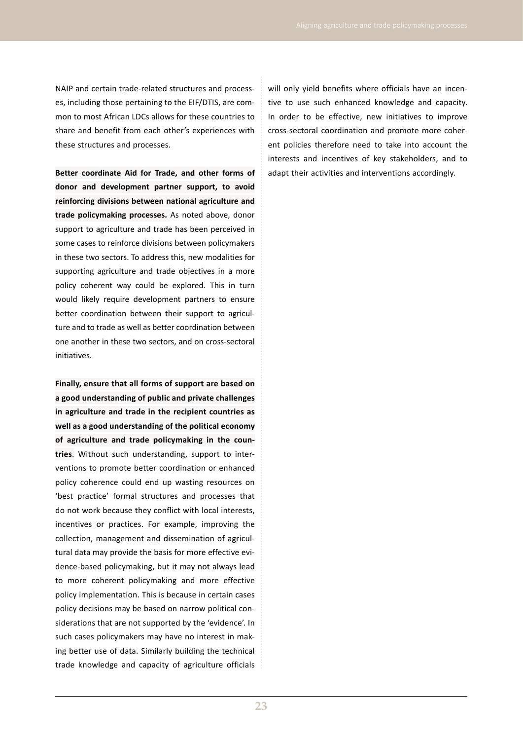NAIP and certain trade-related structures and processes, including those pertaining to the EIF/DTIS, are common to most African LDCs allows for these countries to share and benefit from each other's experiences with these structures and processes.

**Better coordinate Aid for Trade, and other forms of donor and development partner support, to avoid reinforcing divisions between national agriculture and trade policymaking processes.** As noted above, donor support to agriculture and trade has been perceived in some cases to reinforce divisions between policymakers in these two sectors. To address this, new modalities for supporting agriculture and trade objectives in a more policy coherent way could be explored. This in turn would likely require development partners to ensure better coordination between their support to agriculture and to trade as well as better coordination between one another in these two sectors, and on cross-sectoral initiatives.

**Finally, ensure that all forms of support are based on a good understanding of public and private challenges in agriculture and trade in the recipient countries as well as a good understanding of the political economy of agriculture and trade policymaking in the countries**. Without such understanding, support to interventions to promote better coordination or enhanced policy coherence could end up wasting resources on 'best practice' formal structures and processes that do not work because they conflict with local interests, incentives or practices. For example, improving the collection, management and dissemination of agricultural data may provide the basis for more effective evidence-based policymaking, but it may not always lead to more coherent policymaking and more effective policy implementation. This is because in certain cases policy decisions may be based on narrow political considerations that are not supported by the 'evidence'. In such cases policymakers may have no interest in making better use of data. Similarly building the technical trade knowledge and capacity of agriculture officials will only yield benefits where officials have an incentive to use such enhanced knowledge and capacity. In order to be effective, new initiatives to improve cross-sectoral coordination and promote more coherent policies therefore need to take into account the interests and incentives of key stakeholders, and to adapt their activities and interventions accordingly.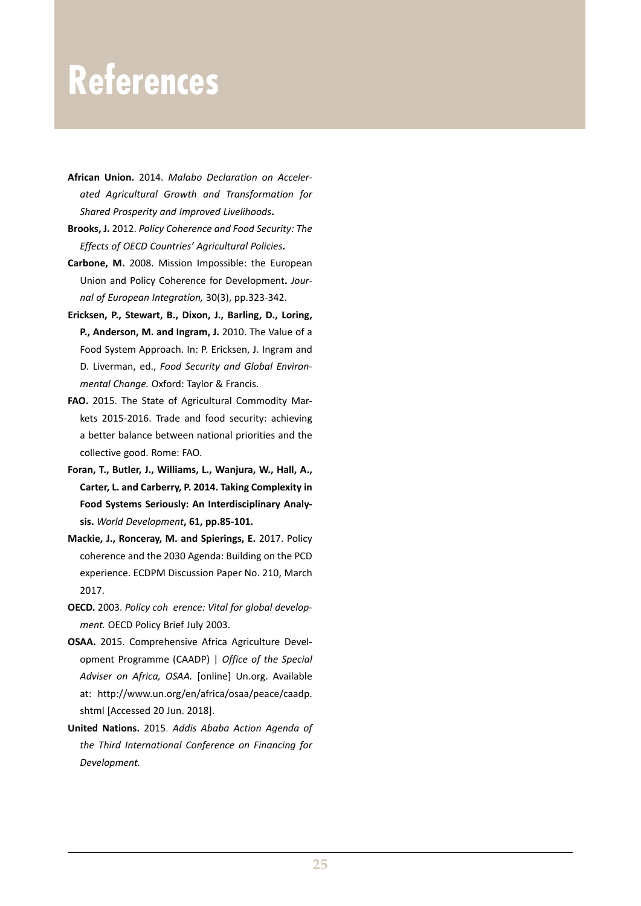# References

**African Union.** 2014. *Malabo Declaration on Accelerated Agricultural Growth and Transformation for Shared Prosperity and Improved Livelihoods***.**

**Brooks, J.** 2012. *Policy Coherence and Food Security: The Effects of OECD Countries' Agricultural Policies***.**

**Carbone, M.** 2008. Mission Impossible: the European Union and Policy Coherence for Development**.** *Journal of European Integration,* 30(3), pp.323-342.

**Ericksen, P., Stewart, B., Dixon, J., Barling, D., Loring, P., Anderson, M. and Ingram, J.** 2010. The Value of a Food System Approach. In: P. Ericksen, J. Ingram and D. Liverman, ed., *Food Security and Global Environmental Change.* Oxford: Taylor & Francis.

**FAO.** 2015. The State of Agricultural Commodity Markets 2015-2016. Trade and food security: achieving a better balance between national priorities and the collective good. Rome: FAO.

**Foran, T., Butler, J., Williams, L., Wanjura, W., Hall, A., Carter, L. and Carberry, P. 2014. Taking Complexity in Food Systems Seriously: An Interdisciplinary Analysis.** ***World Development*****, 61, pp.85-101.**

**Mackie, J., Ronceray, M. and Spierings, E.** 2017. Policy coherence and the 2030 Agenda: Building on the PCD experience. ECDPM Discussion Paper No. 210, March 2017.

**OECD.** 2003. *Policy coh erence: Vital for global development.* OECD Policy Brief July 2003.

**OSAA.** 2015. Comprehensive Africa Agriculture Development Programme (CAADP) | *Office of the Special Adviser on Africa, OSAA.* [online] Un.org. Available at: http://www.un.org/en/africa/osaa/peace/caadp.shtml [Accessed 20 Jun. 2018].

**United Nations.** 2015. *Addis Ababa Action Agenda of the Third International Conference on Financing for Development.*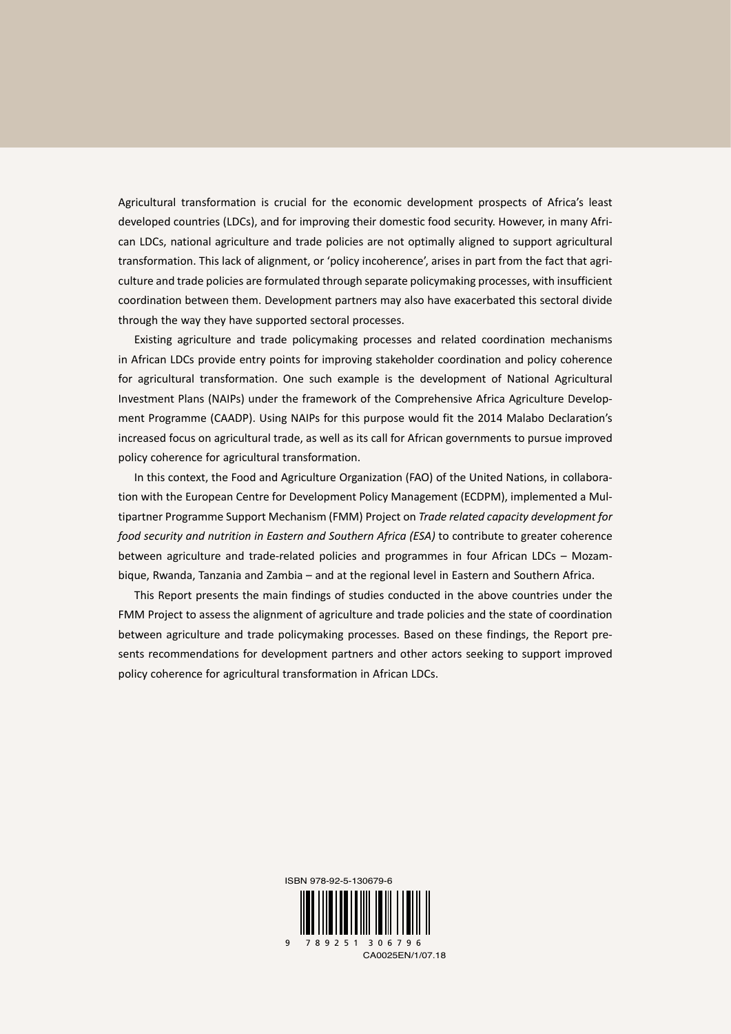Agricultural transformation is crucial for the economic development prospects of Africa's least developed countries (LDCs), and for improving their domestic food security. However, in many African LDCs, national agriculture and trade policies are not optimally aligned to support agricultural transformation. This lack of alignment, or 'policy incoherence', arises in part from the fact that agriculture and trade policies are formulated through separate policymaking processes, with insufficient coordination between them. Development partners may also have exacerbated this sectoral divide through the way they have supported sectoral processes.

Existing agriculture and trade policymaking processes and related coordination mechanisms in African LDCs provide entry points for improving stakeholder coordination and policy coherence for agricultural transformation. One such example is the development of National Agricultural Investment Plans (NAIPs) under the framework of the Comprehensive Africa Agriculture Development Programme (CAADP). Using NAIPs for this purpose would fit the 2014 Malabo Declaration's increased focus on agricultural trade, as well as its call for African governments to pursue improved policy coherence for agricultural transformation.

In this context, the Food and Agriculture Organization (FAO) of the United Nations, in collaboration with the European Centre for Development Policy Management (ECDPM), implemented a Multipartner Programme Support Mechanism (FMM) Project on *Trade related capacity development for food security and nutrition in Eastern and Southern Africa (ESA)* to contribute to greater coherence between agriculture and trade-related policies and programmes in four African LDCs – Mozambique, Rwanda, Tanzania and Zambia – and at the regional level in Eastern and Southern Africa.

This Report presents the main findings of studies conducted in the above countries under the FMM Project to assess the alignment of agriculture and trade policies and the state of coordination between agriculture and trade policymaking processes. Based on these findings, the Report presents recommendations for development partners and other actors seeking to support improved policy coherence for agricultural transformation in African LDCs.

ISBN 978-92-5-130679-6

9 789251 306796

CA0025EN/1/07.18